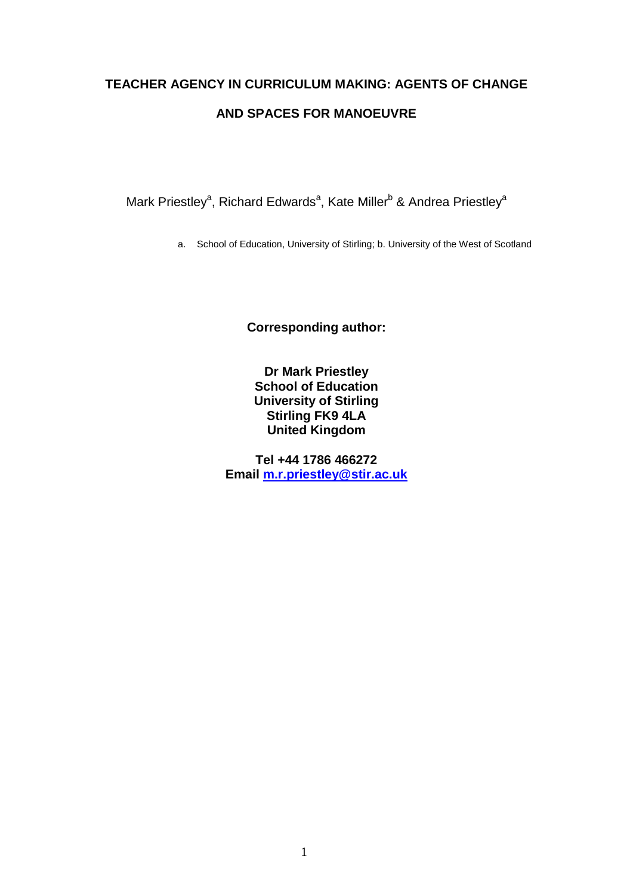# TEACHER AGENCY IN CURRICULUM MAKING: AGENTS OF CHANGE AND SPACES FOR MANOEUVRE

Mark Priestley[a], Richard Edwards[a], Kate Miller[b] & Andrea Priestley[a]

a. School of Education, University of Stirling; b. University of the West of Scotland

**Corresponding author:**

**Dr Mark Priestley**
**School of Education**
**University of Stirling**
**Stirling FK9 4LA**
**United Kingdom**

**Tel +44 1786 466272**
**Email m.r.priestley@stir.ac.uk**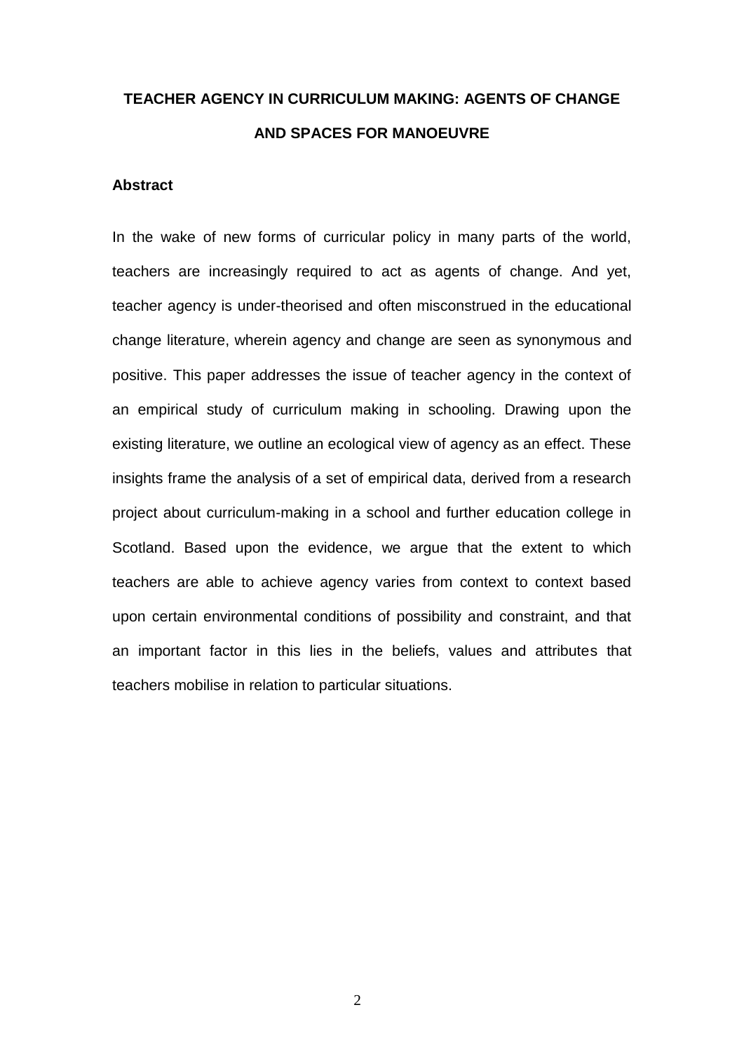# TEACHER AGENCY IN CURRICULUM MAKING: AGENTS OF CHANGE AND SPACES FOR MANOEUVRE

## Abstract

In the wake of new forms of curricular policy in many parts of the world, teachers are increasingly required to act as agents of change. And yet, teacher agency is under-theorised and often misconstrued in the educational change literature, wherein agency and change are seen as synonymous and positive. This paper addresses the issue of teacher agency in the context of an empirical study of curriculum making in schooling. Drawing upon the existing literature, we outline an ecological view of agency as an effect. These insights frame the analysis of a set of empirical data, derived from a research project about curriculum-making in a school and further education college in Scotland. Based upon the evidence, we argue that the extent to which teachers are able to achieve agency varies from context to context based upon certain environmental conditions of possibility and constraint, and that an important factor in this lies in the beliefs, values and attributes that teachers mobilise in relation to particular situations.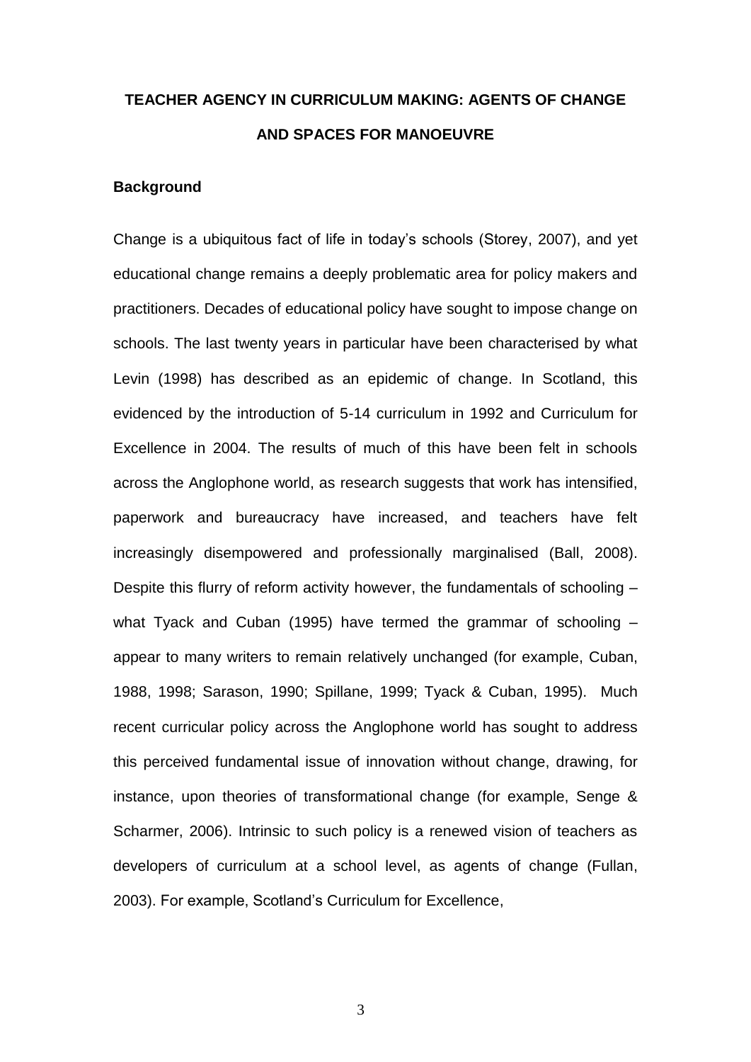# TEACHER AGENCY IN CURRICULUM MAKING: AGENTS OF CHANGE AND SPACES FOR MANOEUVRE

## Background

Change is a ubiquitous fact of life in today's schools (Storey, 2007), and yet educational change remains a deeply problematic area for policy makers and practitioners. Decades of educational policy have sought to impose change on schools. The last twenty years in particular have been characterised by what Levin (1998) has described as an epidemic of change. In Scotland, this evidenced by the introduction of 5-14 curriculum in 1992 and Curriculum for Excellence in 2004. The results of much of this have been felt in schools across the Anglophone world, as research suggests that work has intensified, paperwork and bureaucracy have increased, and teachers have felt increasingly disempowered and professionally marginalised (Ball, 2008). Despite this flurry of reform activity however, the fundamentals of schooling – what Tyack and Cuban (1995) have termed the grammar of schooling – appear to many writers to remain relatively unchanged (for example, Cuban, 1988, 1998; Sarason, 1990; Spillane, 1999; Tyack & Cuban, 1995). Much recent curricular policy across the Anglophone world has sought to address this perceived fundamental issue of innovation without change, drawing, for instance, upon theories of transformational change (for example, Senge & Scharmer, 2006). Intrinsic to such policy is a renewed vision of teachers as developers of curriculum at a school level, as agents of change (Fullan, 2003). For example, Scotland's Curriculum for Excellence,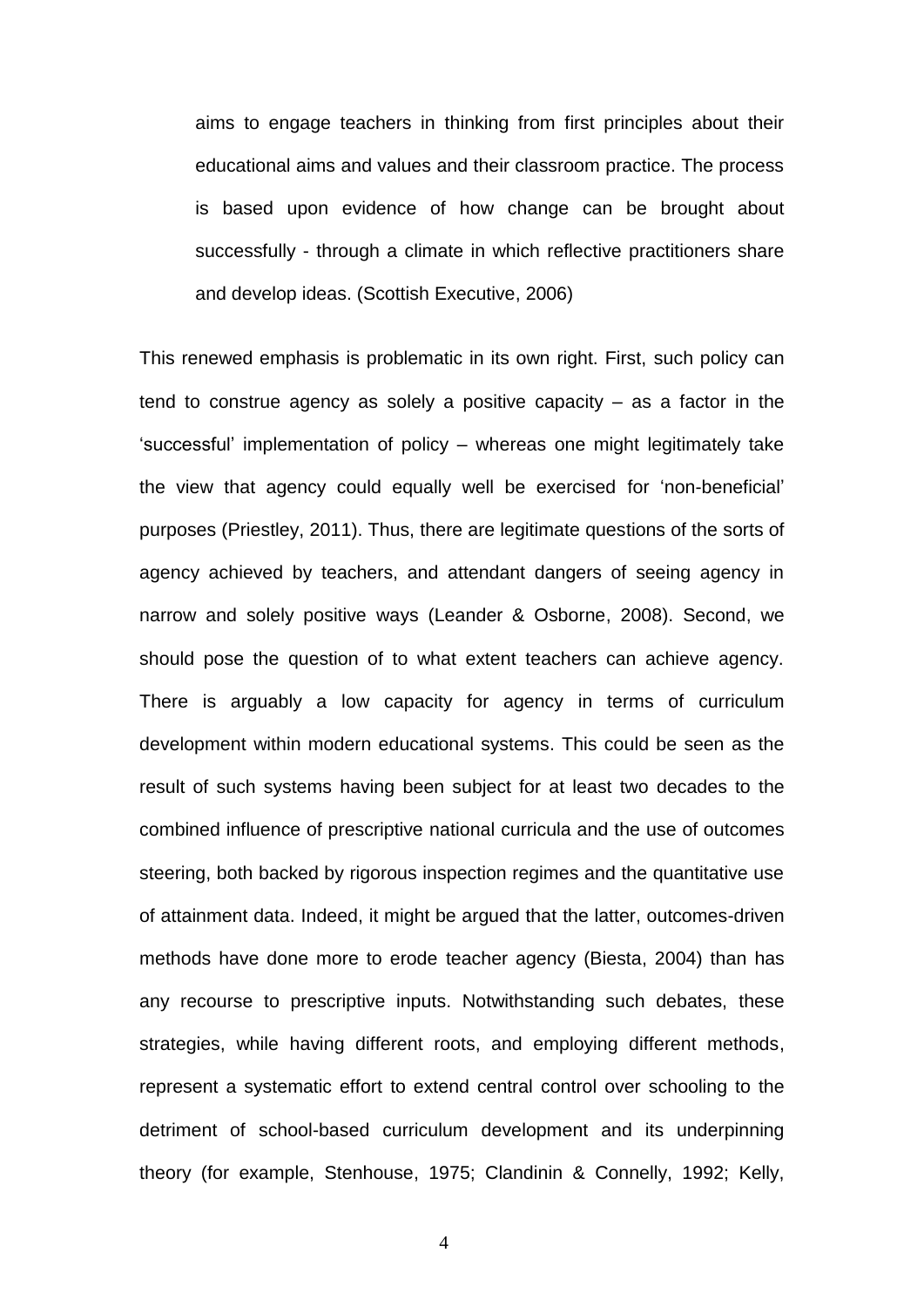> aims to engage teachers in thinking from first principles about their educational aims and values and their classroom practice. The process is based upon evidence of how change can be brought about successfully - through a climate in which reflective practitioners share and develop ideas. (Scottish Executive, 2006)

This renewed emphasis is problematic in its own right. First, such policy can tend to construe agency as solely a positive capacity – as a factor in the 'successful' implementation of policy – whereas one might legitimately take the view that agency could equally well be exercised for 'non-beneficial' purposes (Priestley, 2011). Thus, there are legitimate questions of the sorts of agency achieved by teachers, and attendant dangers of seeing agency in narrow and solely positive ways (Leander & Osborne, 2008). Second, we should pose the question of to what extent teachers can achieve agency. There is arguably a low capacity for agency in terms of curriculum development within modern educational systems. This could be seen as the result of such systems having been subject for at least two decades to the combined influence of prescriptive national curricula and the use of outcomes steering, both backed by rigorous inspection regimes and the quantitative use of attainment data. Indeed, it might be argued that the latter, outcomes-driven methods have done more to erode teacher agency (Biesta, 2004) than has any recourse to prescriptive inputs. Notwithstanding such debates, these strategies, while having different roots, and employing different methods, represent a systematic effort to extend central control over schooling to the detriment of school-based curriculum development and its underpinning theory (for example, Stenhouse, 1975; Clandinin & Connelly, 1992; Kelly,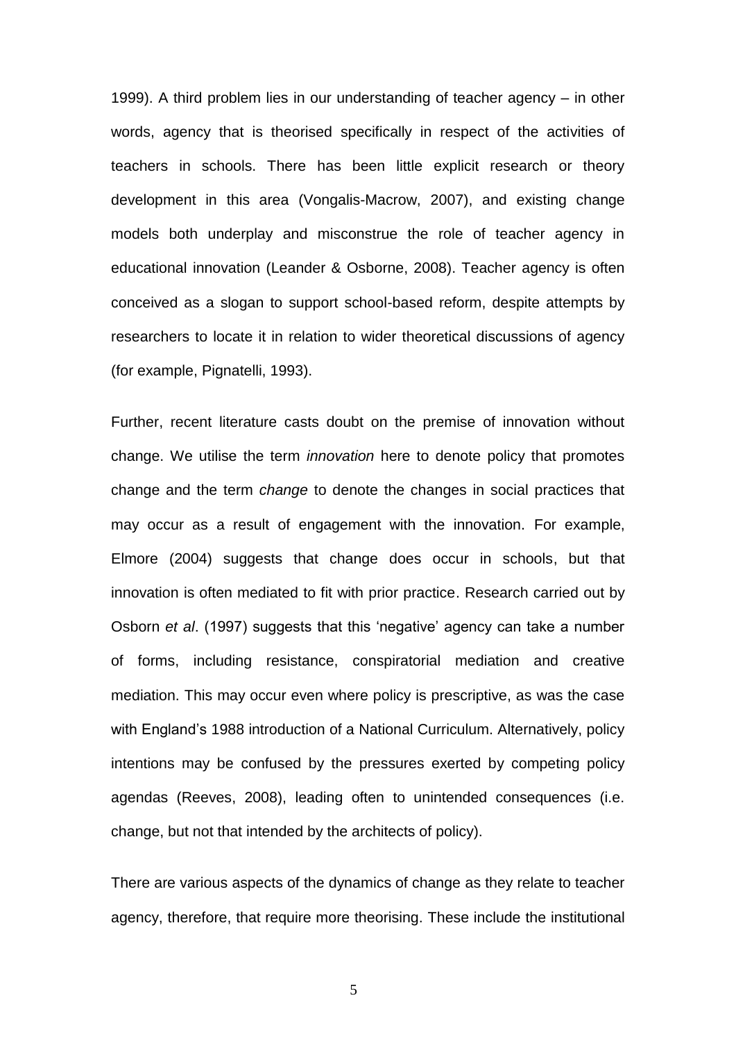1999). A third problem lies in our understanding of teacher agency – in other words, agency that is theorised specifically in respect of the activities of teachers in schools. There has been little explicit research or theory development in this area (Vongalis-Macrow, 2007), and existing change models both underplay and misconstrue the role of teacher agency in educational innovation (Leander & Osborne, 2008). Teacher agency is often conceived as a slogan to support school-based reform, despite attempts by researchers to locate it in relation to wider theoretical discussions of agency (for example, Pignatelli, 1993).

Further, recent literature casts doubt on the premise of innovation without change. We utilise the term *innovation* here to denote policy that promotes change and the term *change* to denote the changes in social practices that may occur as a result of engagement with the innovation. For example, Elmore (2004) suggests that change does occur in schools, but that innovation is often mediated to fit with prior practice. Research carried out by Osborn *et al*. (1997) suggests that this 'negative' agency can take a number of forms, including resistance, conspiratorial mediation and creative mediation. This may occur even where policy is prescriptive, as was the case with England's 1988 introduction of a National Curriculum. Alternatively, policy intentions may be confused by the pressures exerted by competing policy agendas (Reeves, 2008), leading often to unintended consequences (i.e. change, but not that intended by the architects of policy).

There are various aspects of the dynamics of change as they relate to teacher agency, therefore, that require more theorising. These include the institutional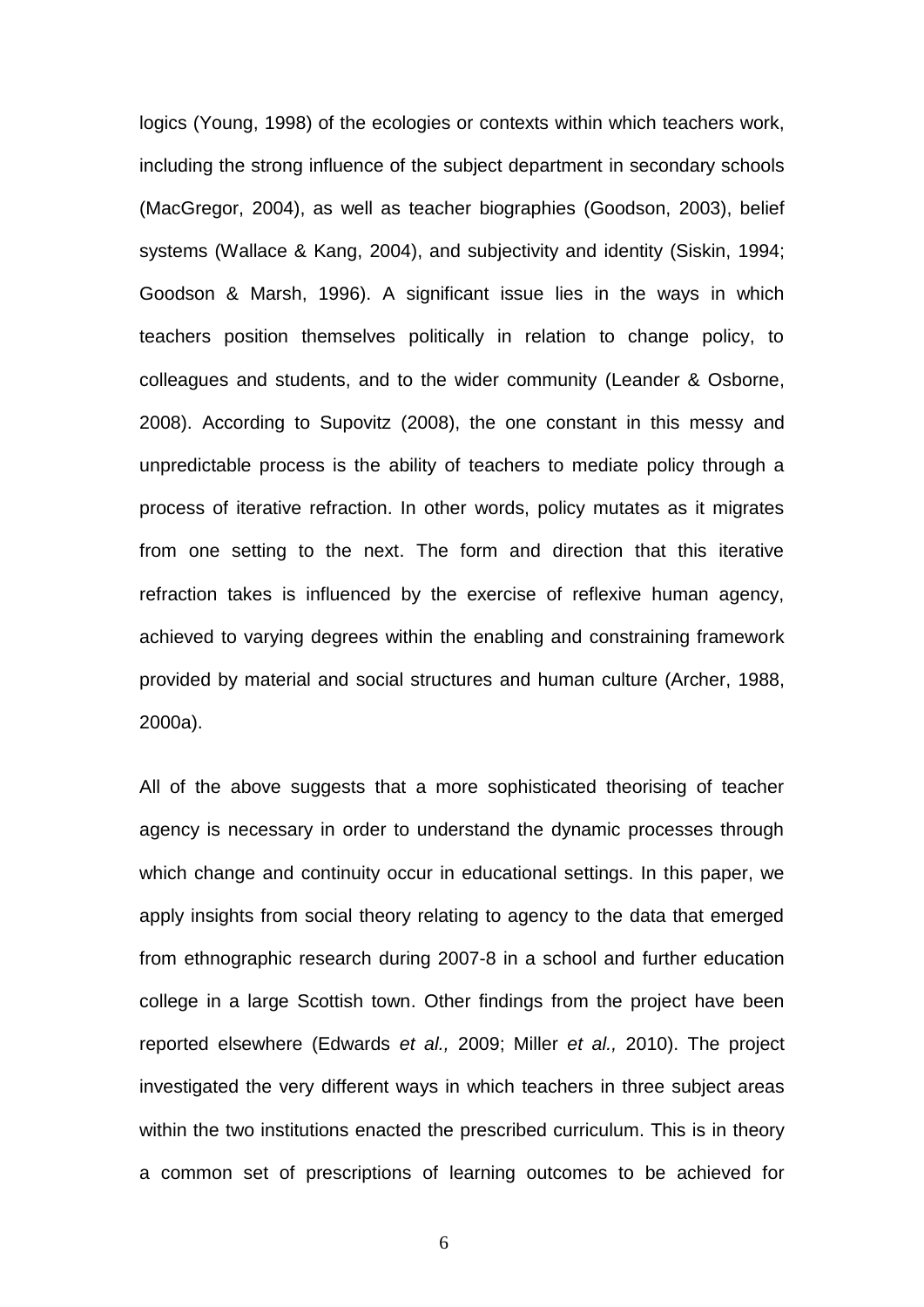logics (Young, 1998) of the ecologies or contexts within which teachers work, including the strong influence of the subject department in secondary schools (MacGregor, 2004), as well as teacher biographies (Goodson, 2003), belief systems (Wallace & Kang, 2004), and subjectivity and identity (Siskin, 1994; Goodson & Marsh, 1996). A significant issue lies in the ways in which teachers position themselves politically in relation to change policy, to colleagues and students, and to the wider community (Leander & Osborne, 2008). According to Supovitz (2008), the one constant in this messy and unpredictable process is the ability of teachers to mediate policy through a process of iterative refraction. In other words, policy mutates as it migrates from one setting to the next. The form and direction that this iterative refraction takes is influenced by the exercise of reflexive human agency, achieved to varying degrees within the enabling and constraining framework provided by material and social structures and human culture (Archer, 1988, 2000a).

All of the above suggests that a more sophisticated theorising of teacher agency is necessary in order to understand the dynamic processes through which change and continuity occur in educational settings. In this paper, we apply insights from social theory relating to agency to the data that emerged from ethnographic research during 2007-8 in a school and further education college in a large Scottish town. Other findings from the project have been reported elsewhere (Edwards *et al.,* 2009; Miller *et al.,* 2010). The project investigated the very different ways in which teachers in three subject areas within the two institutions enacted the prescribed curriculum. This is in theory a common set of prescriptions of learning outcomes to be achieved for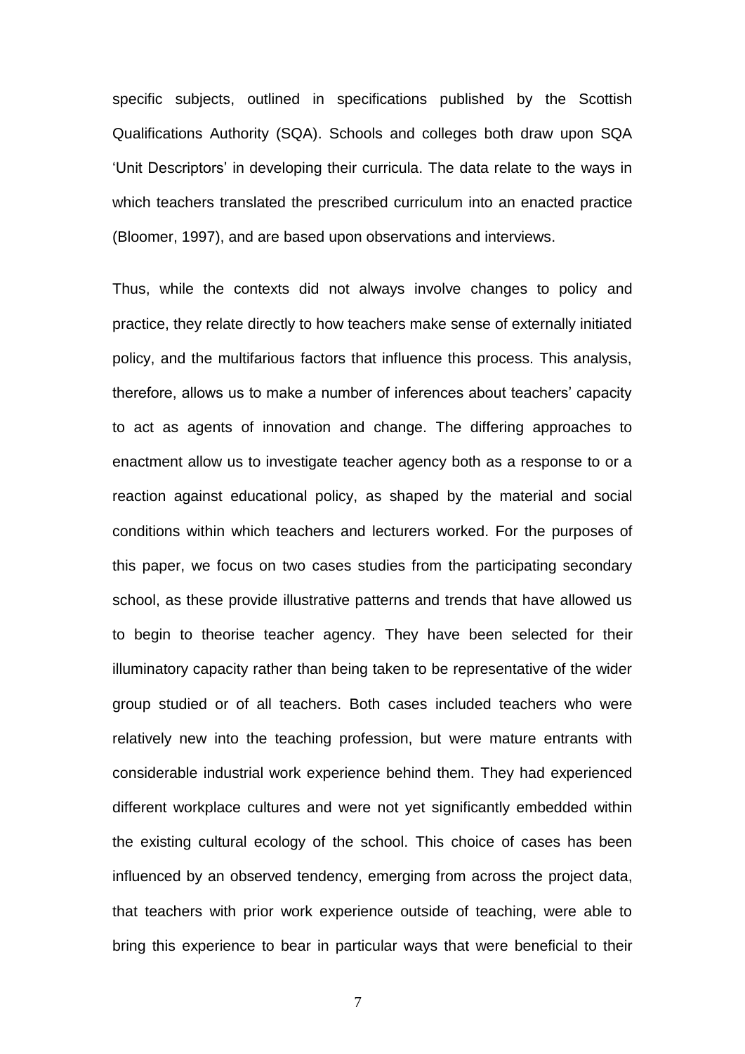specific subjects, outlined in specifications published by the Scottish Qualifications Authority (SQA). Schools and colleges both draw upon SQA 'Unit Descriptors' in developing their curricula. The data relate to the ways in which teachers translated the prescribed curriculum into an enacted practice (Bloomer, 1997), and are based upon observations and interviews.

Thus, while the contexts did not always involve changes to policy and practice, they relate directly to how teachers make sense of externally initiated policy, and the multifarious factors that influence this process. This analysis, therefore, allows us to make a number of inferences about teachers' capacity to act as agents of innovation and change. The differing approaches to enactment allow us to investigate teacher agency both as a response to or a reaction against educational policy, as shaped by the material and social conditions within which teachers and lecturers worked. For the purposes of this paper, we focus on two cases studies from the participating secondary school, as these provide illustrative patterns and trends that have allowed us to begin to theorise teacher agency. They have been selected for their illuminatory capacity rather than being taken to be representative of the wider group studied or of all teachers. Both cases included teachers who were relatively new into the teaching profession, but were mature entrants with considerable industrial work experience behind them. They had experienced different workplace cultures and were not yet significantly embedded within the existing cultural ecology of the school. This choice of cases has been influenced by an observed tendency, emerging from across the project data, that teachers with prior work experience outside of teaching, were able to bring this experience to bear in particular ways that were beneficial to their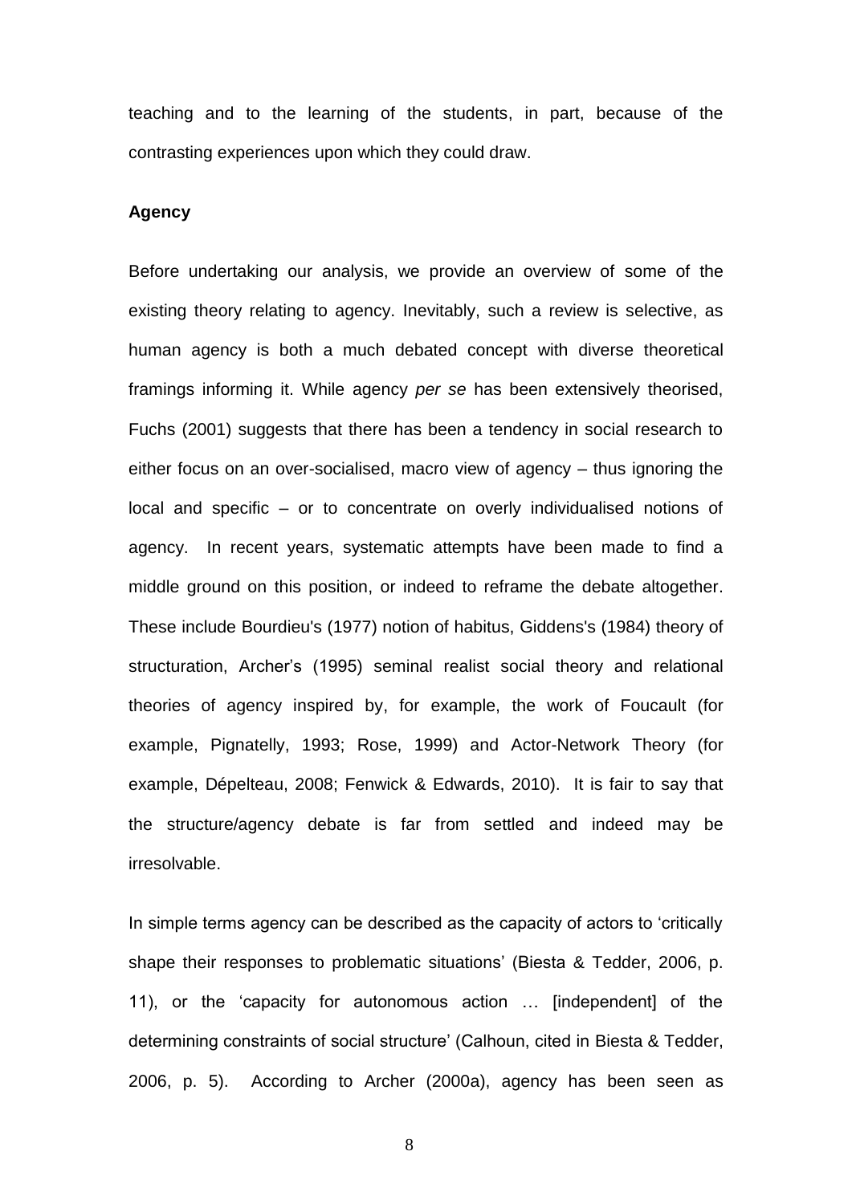teaching and to the learning of the students, in part, because of the contrasting experiences upon which they could draw.

## Agency

Before undertaking our analysis, we provide an overview of some of the existing theory relating to agency. Inevitably, such a review is selective, as human agency is both a much debated concept with diverse theoretical framings informing it. While agency *per se* has been extensively theorised, Fuchs (2001) suggests that there has been a tendency in social research to either focus on an over-socialised, macro view of agency – thus ignoring the local and specific – or to concentrate on overly individualised notions of agency. In recent years, systematic attempts have been made to find a middle ground on this position, or indeed to reframe the debate altogether. These include Bourdieu's (1977) notion of habitus, Giddens's (1984) theory of structuration, Archer's (1995) seminal realist social theory and relational theories of agency inspired by, for example, the work of Foucault (for example, Pignatelly, 1993; Rose, 1999) and Actor-Network Theory (for example, Dépelteau, 2008; Fenwick & Edwards, 2010). It is fair to say that the structure/agency debate is far from settled and indeed may be irresolvable.

In simple terms agency can be described as the capacity of actors to 'critically shape their responses to problematic situations' (Biesta & Tedder, 2006, p. 11), or the 'capacity for autonomous action … [independent] of the determining constraints of social structure' (Calhoun, cited in Biesta & Tedder, 2006, p. 5). According to Archer (2000a), agency has been seen as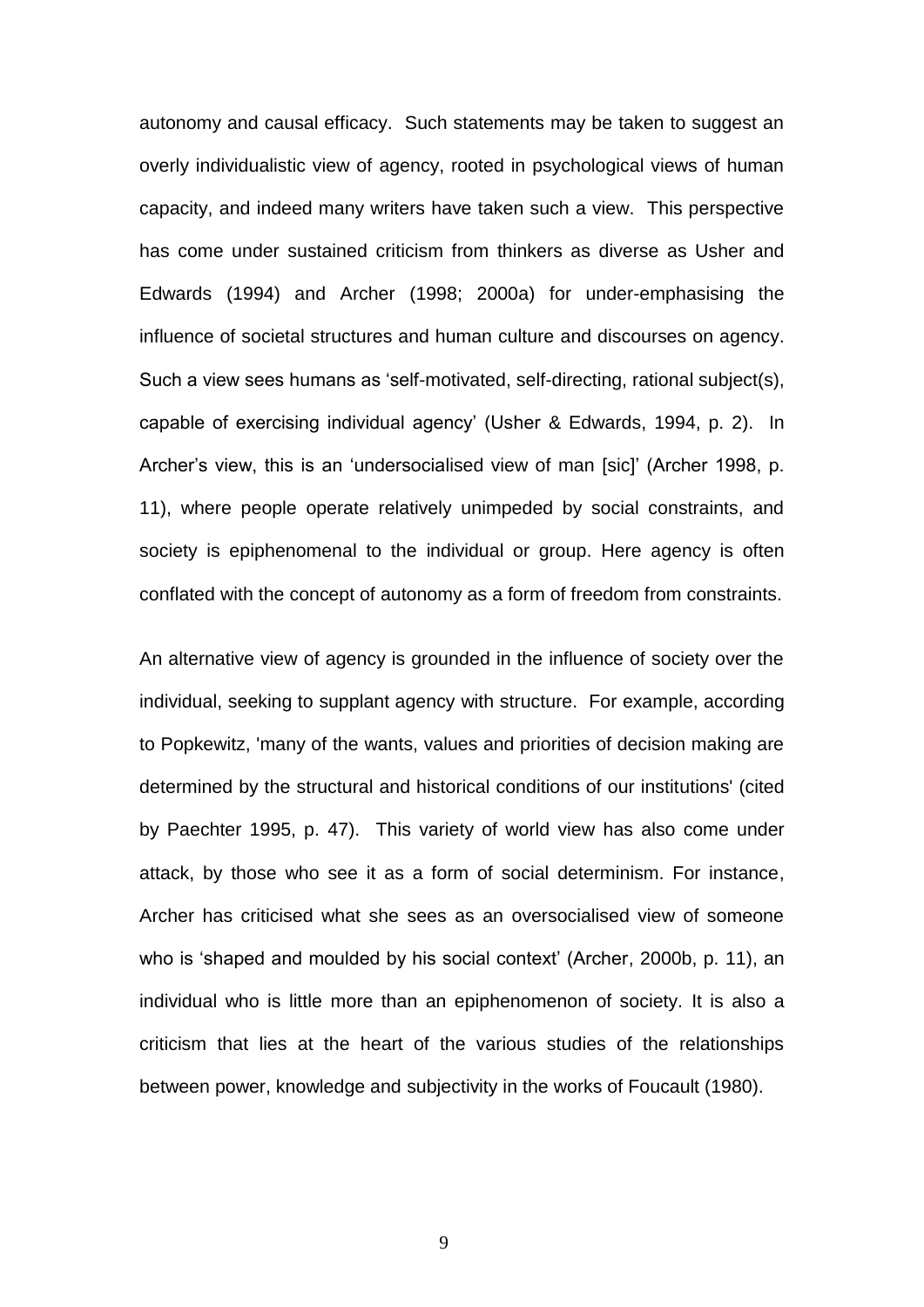autonomy and causal efficacy. Such statements may be taken to suggest an overly individualistic view of agency, rooted in psychological views of human capacity, and indeed many writers have taken such a view. This perspective has come under sustained criticism from thinkers as diverse as Usher and Edwards (1994) and Archer (1998; 2000a) for under-emphasising the influence of societal structures and human culture and discourses on agency. Such a view sees humans as 'self-motivated, self-directing, rational subject(s), capable of exercising individual agency' (Usher & Edwards, 1994, p. 2). In Archer's view, this is an 'undersocialised view of man [sic]' (Archer 1998, p. 11), where people operate relatively unimpeded by social constraints, and society is epiphenomenal to the individual or group. Here agency is often conflated with the concept of autonomy as a form of freedom from constraints.

An alternative view of agency is grounded in the influence of society over the individual, seeking to supplant agency with structure. For example, according to Popkewitz, 'many of the wants, values and priorities of decision making are determined by the structural and historical conditions of our institutions' (cited by Paechter 1995, p. 47). This variety of world view has also come under attack, by those who see it as a form of social determinism. For instance, Archer has criticised what she sees as an oversocialised view of someone who is 'shaped and moulded by his social context' (Archer, 2000b, p. 11), an individual who is little more than an epiphenomenon of society. It is also a criticism that lies at the heart of the various studies of the relationships between power, knowledge and subjectivity in the works of Foucault (1980).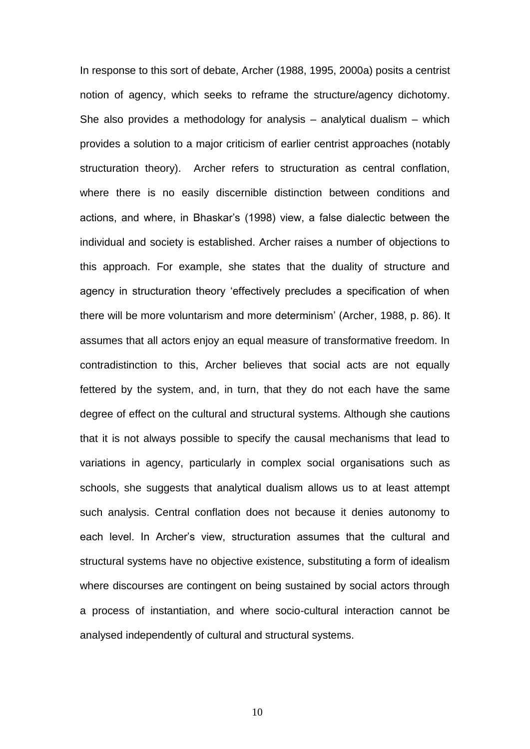In response to this sort of debate, Archer (1988, 1995, 2000a) posits a centrist notion of agency, which seeks to reframe the structure/agency dichotomy. She also provides a methodology for analysis – analytical dualism – which provides a solution to a major criticism of earlier centrist approaches (notably structuration theory). Archer refers to structuration as central conflation, where there is no easily discernible distinction between conditions and actions, and where, in Bhaskar's (1998) view, a false dialectic between the individual and society is established. Archer raises a number of objections to this approach. For example, she states that the duality of structure and agency in structuration theory 'effectively precludes a specification of when there will be more voluntarism and more determinism' (Archer, 1988, p. 86). It assumes that all actors enjoy an equal measure of transformative freedom. In contradistinction to this, Archer believes that social acts are not equally fettered by the system, and, in turn, that they do not each have the same degree of effect on the cultural and structural systems. Although she cautions that it is not always possible to specify the causal mechanisms that lead to variations in agency, particularly in complex social organisations such as schools, she suggests that analytical dualism allows us to at least attempt such analysis. Central conflation does not because it denies autonomy to each level. In Archer's view, structuration assumes that the cultural and structural systems have no objective existence, substituting a form of idealism where discourses are contingent on being sustained by social actors through a process of instantiation, and where socio-cultural interaction cannot be analysed independently of cultural and structural systems.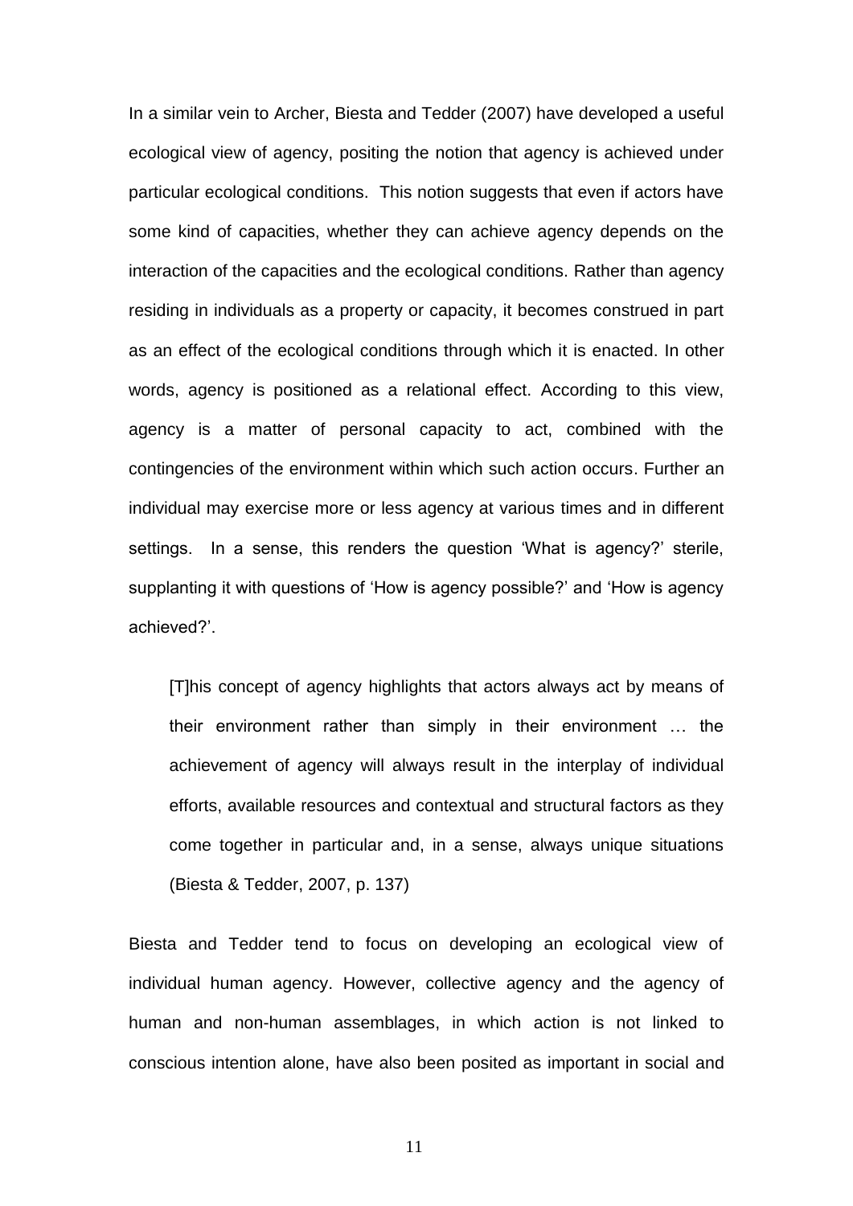In a similar vein to Archer, Biesta and Tedder (2007) have developed a useful ecological view of agency, positing the notion that agency is achieved under particular ecological conditions. This notion suggests that even if actors have some kind of capacities, whether they can achieve agency depends on the interaction of the capacities and the ecological conditions. Rather than agency residing in individuals as a property or capacity, it becomes construed in part as an effect of the ecological conditions through which it is enacted. In other words, agency is positioned as a relational effect. According to this view, agency is a matter of personal capacity to act, combined with the contingencies of the environment within which such action occurs. Further an individual may exercise more or less agency at various times and in different settings. In a sense, this renders the question 'What is agency?' sterile, supplanting it with questions of 'How is agency possible?' and 'How is agency achieved?'.

> [T]his concept of agency highlights that actors always act by means of their environment rather than simply in their environment … the achievement of agency will always result in the interplay of individual efforts, available resources and contextual and structural factors as they come together in particular and, in a sense, always unique situations (Biesta & Tedder, 2007, p. 137)

Biesta and Tedder tend to focus on developing an ecological view of individual human agency. However, collective agency and the agency of human and non-human assemblages, in which action is not linked to conscious intention alone, have also been posited as important in social and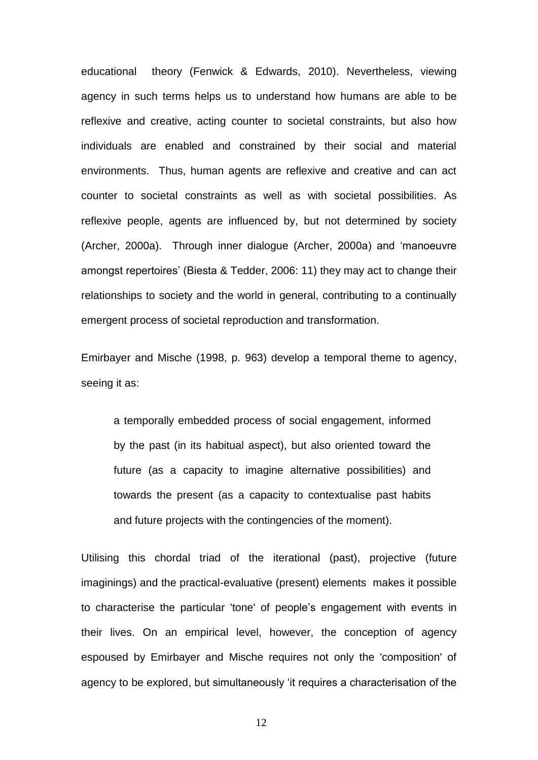educational theory (Fenwick & Edwards, 2010). Nevertheless, viewing agency in such terms helps us to understand how humans are able to be reflexive and creative, acting counter to societal constraints, but also how individuals are enabled and constrained by their social and material environments. Thus, human agents are reflexive and creative and can act counter to societal constraints as well as with societal possibilities. As reflexive people, agents are influenced by, but not determined by society (Archer, 2000a). Through inner dialogue (Archer, 2000a) and 'manoeuvre amongst repertoires' (Biesta & Tedder, 2006: 11) they may act to change their relationships to society and the world in general, contributing to a continually emergent process of societal reproduction and transformation.

Emirbayer and Mische (1998, p. 963) develop a temporal theme to agency, seeing it as:

> a temporally embedded process of social engagement, informed by the past (in its habitual aspect), but also oriented toward the future (as a capacity to imagine alternative possibilities) and towards the present (as a capacity to contextualise past habits and future projects with the contingencies of the moment).

Utilising this chordal triad of the iterational (past), projective (future imaginings) and the practical-evaluative (present) elements makes it possible to characterise the particular 'tone' of people's engagement with events in their lives. On an empirical level, however, the conception of agency espoused by Emirbayer and Mische requires not only the 'composition' of agency to be explored, but simultaneously 'it requires a characterisation of the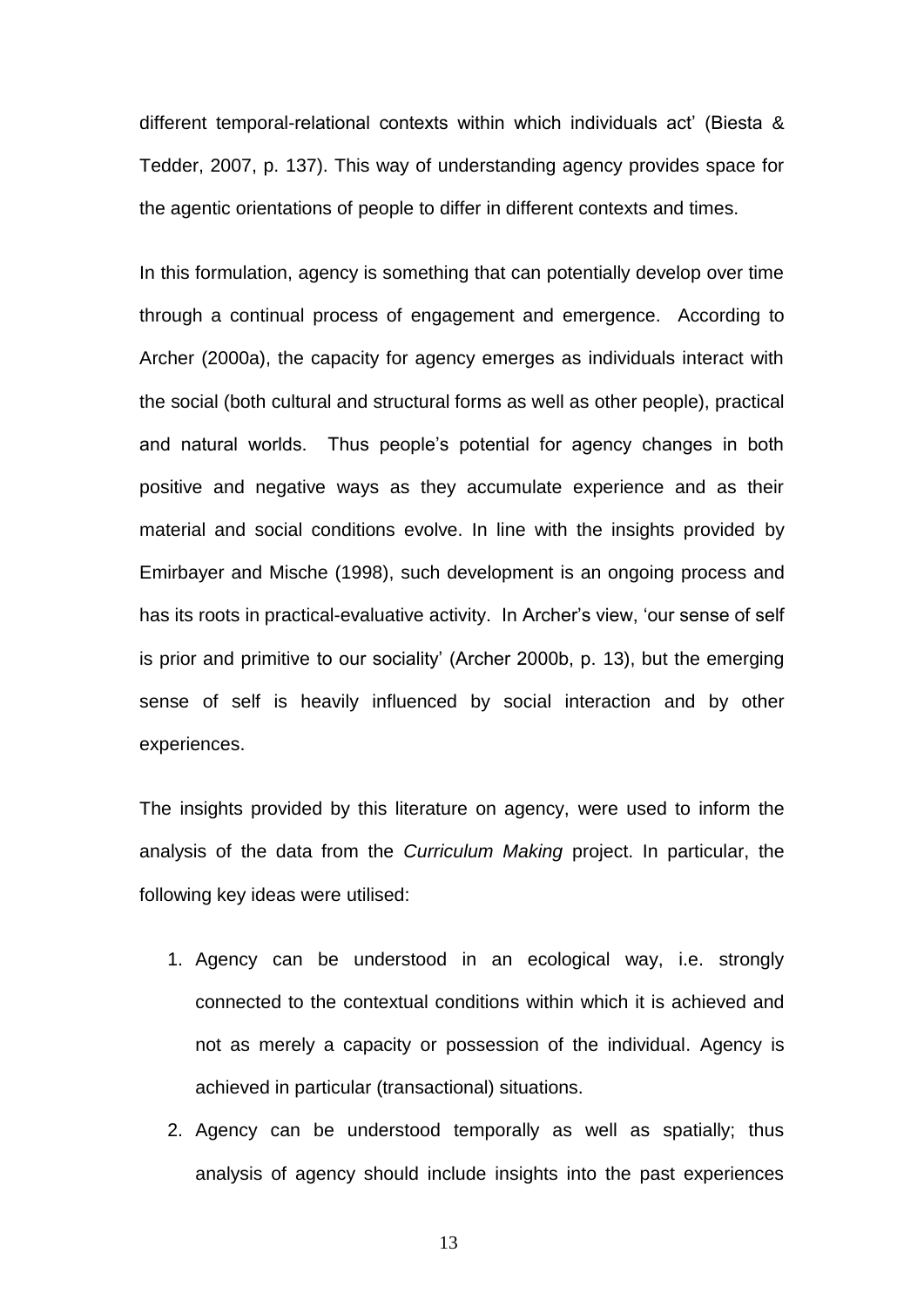different temporal-relational contexts within which individuals act' (Biesta & Tedder, 2007, p. 137). This way of understanding agency provides space for the agentic orientations of people to differ in different contexts and times.

In this formulation, agency is something that can potentially develop over time through a continual process of engagement and emergence. According to Archer (2000a), the capacity for agency emerges as individuals interact with the social (both cultural and structural forms as well as other people), practical and natural worlds. Thus people's potential for agency changes in both positive and negative ways as they accumulate experience and as their material and social conditions evolve. In line with the insights provided by Emirbayer and Mische (1998), such development is an ongoing process and has its roots in practical-evaluative activity. In Archer's view, 'our sense of self is prior and primitive to our sociality' (Archer 2000b, p. 13), but the emerging sense of self is heavily influenced by social interaction and by other experiences.

The insights provided by this literature on agency, were used to inform the analysis of the data from the *Curriculum Making* project. In particular, the following key ideas were utilised:

1. Agency can be understood in an ecological way, i.e. strongly connected to the contextual conditions within which it is achieved and not as merely a capacity or possession of the individual. Agency is achieved in particular (transactional) situations.
2. Agency can be understood temporally as well as spatially; thus analysis of agency should include insights into the past experiences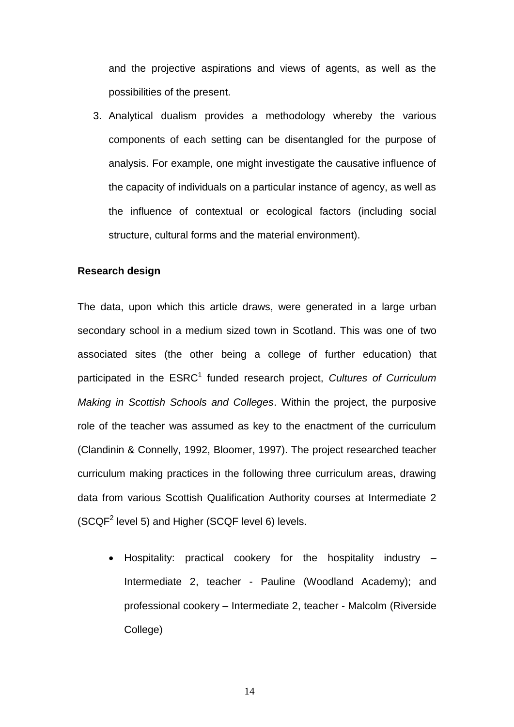and the projective aspirations and views of agents, as well as the possibilities of the present.

3. Analytical dualism provides a methodology whereby the various components of each setting can be disentangled for the purpose of analysis. For example, one might investigate the causative influence of the capacity of individuals on a particular instance of agency, as well as the influence of contextual or ecological factors (including social structure, cultural forms and the material environment).

**Research design**

The data, upon which this article draws, were generated in a large urban secondary school in a medium sized town in Scotland. This was one of two associated sites (the other being a college of further education) that participated in the ESRC[1] funded research project, *Cultures of Curriculum Making in Scottish Schools and Colleges*. Within the project, the purposive role of the teacher was assumed as key to the enactment of the curriculum (Clandinin & Connelly, 1992, Bloomer, 1997). The project researched teacher curriculum making practices in the following three curriculum areas, drawing data from various Scottish Qualification Authority courses at Intermediate 2 (SCQF[2] level 5) and Higher (SCQF level 6) levels.

- Hospitality: practical cookery for the hospitality industry – Intermediate 2, teacher - Pauline (Woodland Academy); and professional cookery – Intermediate 2, teacher - Malcolm (Riverside College)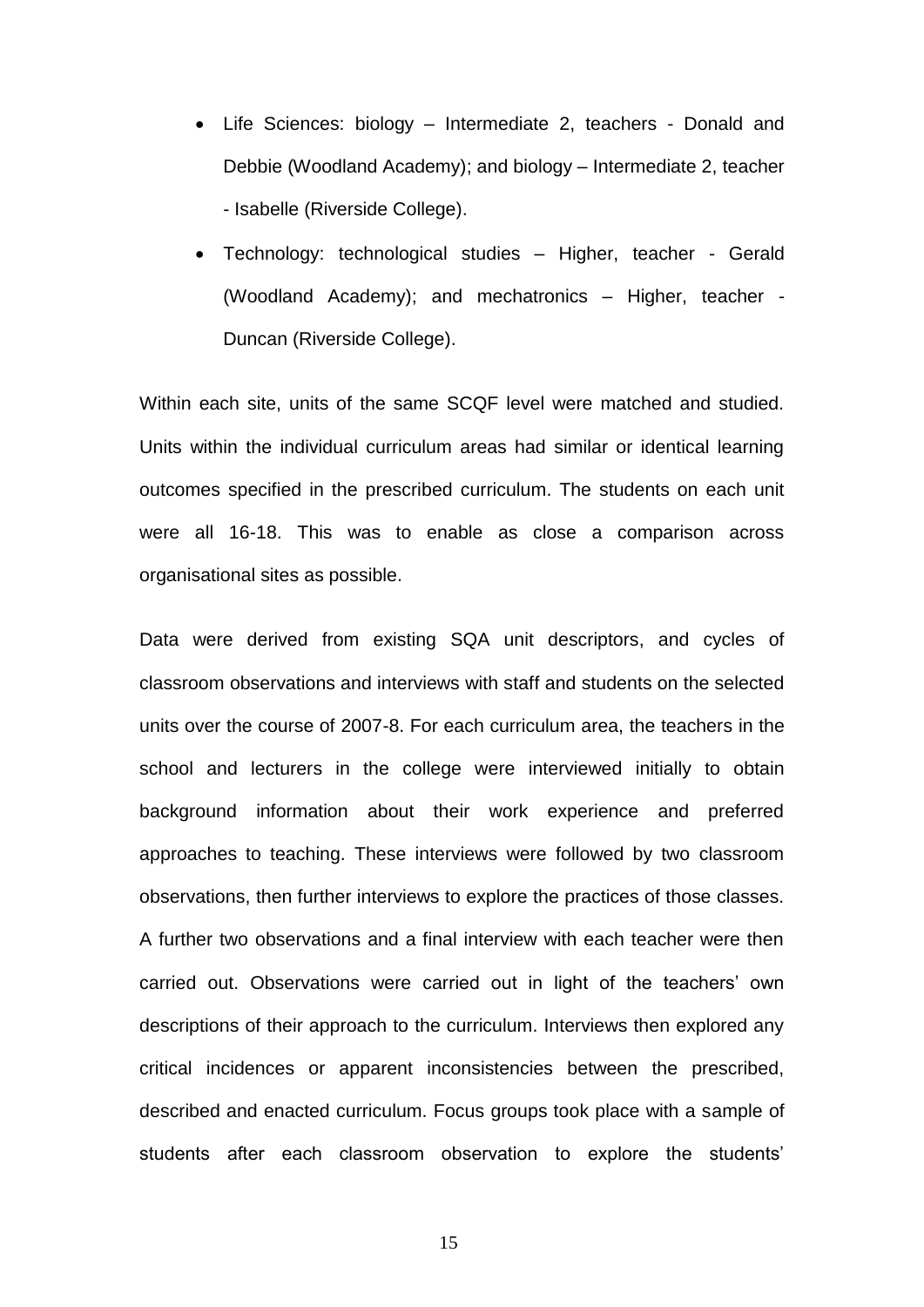- Life Sciences: biology – Intermediate 2, teachers - Donald and Debbie (Woodland Academy); and biology – Intermediate 2, teacher - Isabelle (Riverside College).
- Technology: technological studies – Higher, teacher - Gerald (Woodland Academy); and mechatronics – Higher, teacher - Duncan (Riverside College).

Within each site, units of the same SCQF level were matched and studied. Units within the individual curriculum areas had similar or identical learning outcomes specified in the prescribed curriculum. The students on each unit were all 16-18. This was to enable as close a comparison across organisational sites as possible.

Data were derived from existing SQA unit descriptors, and cycles of classroom observations and interviews with staff and students on the selected units over the course of 2007-8. For each curriculum area, the teachers in the school and lecturers in the college were interviewed initially to obtain background information about their work experience and preferred approaches to teaching. These interviews were followed by two classroom observations, then further interviews to explore the practices of those classes. A further two observations and a final interview with each teacher were then carried out. Observations were carried out in light of the teachers' own descriptions of their approach to the curriculum. Interviews then explored any critical incidences or apparent inconsistencies between the prescribed, described and enacted curriculum. Focus groups took place with a sample of students after each classroom observation to explore the students'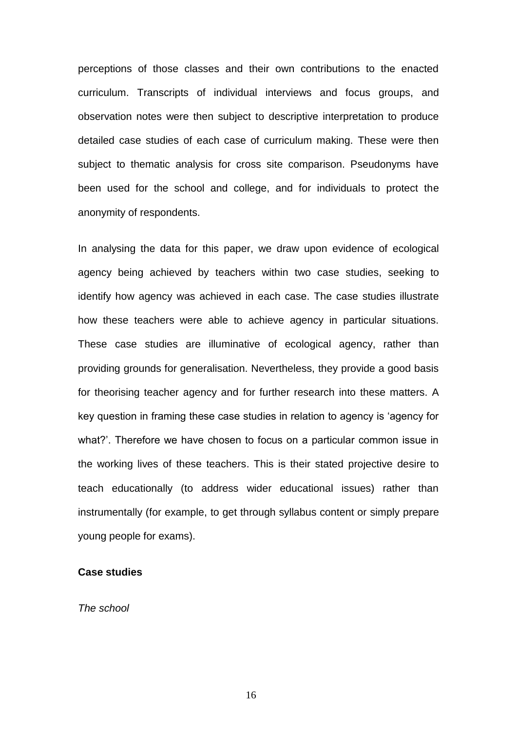perceptions of those classes and their own contributions to the enacted curriculum. Transcripts of individual interviews and focus groups, and observation notes were then subject to descriptive interpretation to produce detailed case studies of each case of curriculum making. These were then subject to thematic analysis for cross site comparison. Pseudonyms have been used for the school and college, and for individuals to protect the anonymity of respondents.

In analysing the data for this paper, we draw upon evidence of ecological agency being achieved by teachers within two case studies, seeking to identify how agency was achieved in each case. The case studies illustrate how these teachers were able to achieve agency in particular situations. These case studies are illuminative of ecological agency, rather than providing grounds for generalisation. Nevertheless, they provide a good basis for theorising teacher agency and for further research into these matters. A key question in framing these case studies in relation to agency is 'agency for what?'. Therefore we have chosen to focus on a particular common issue in the working lives of these teachers. This is their stated projective desire to teach educationally (to address wider educational issues) rather than instrumentally (for example, to get through syllabus content or simply prepare young people for exams).

## Case studies

### *The school*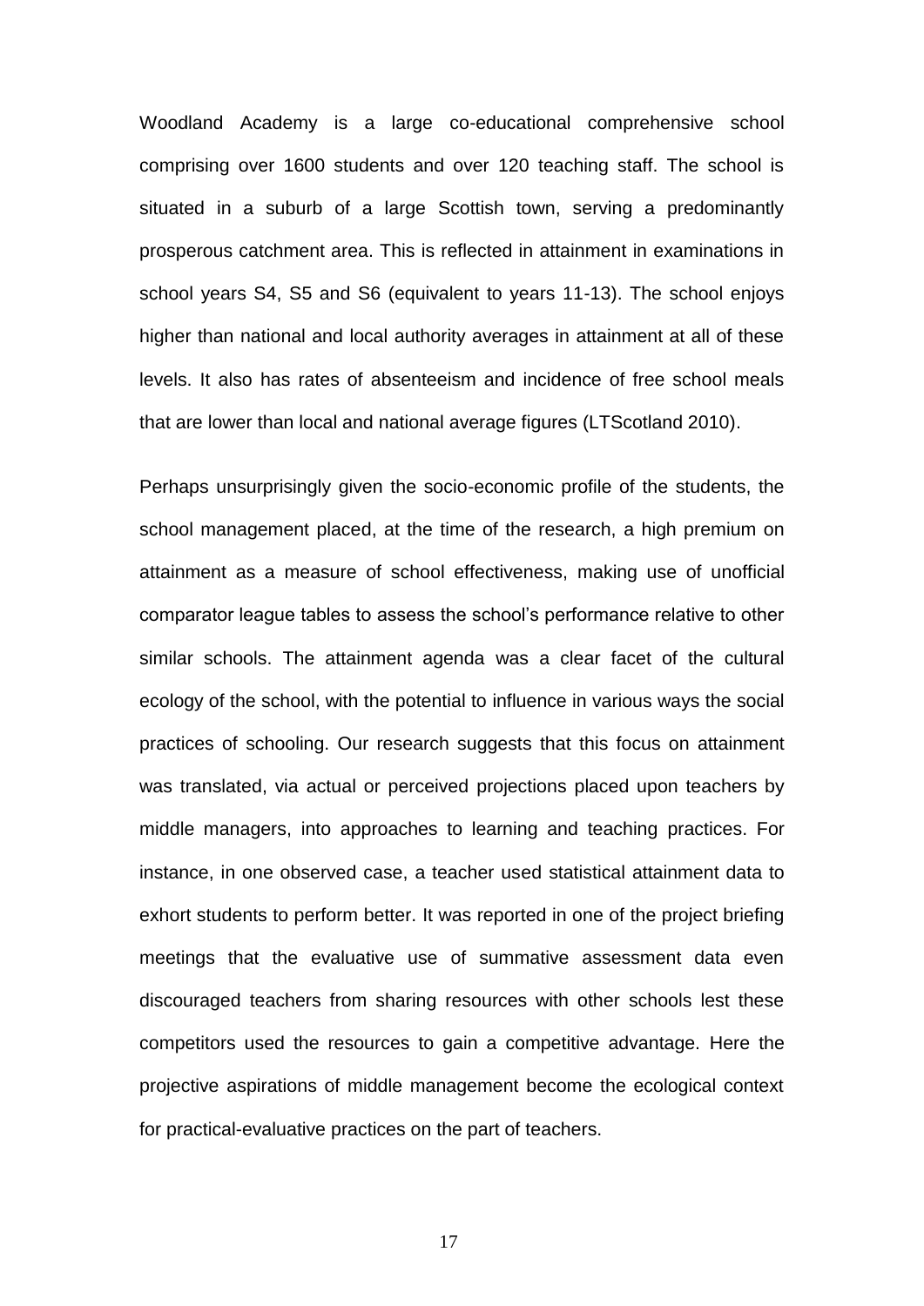Woodland Academy is a large co-educational comprehensive school comprising over 1600 students and over 120 teaching staff. The school is situated in a suburb of a large Scottish town, serving a predominantly prosperous catchment area. This is reflected in attainment in examinations in school years S4, S5 and S6 (equivalent to years 11-13). The school enjoys higher than national and local authority averages in attainment at all of these levels. It also has rates of absenteeism and incidence of free school meals that are lower than local and national average figures (LTScotland 2010).

Perhaps unsurprisingly given the socio-economic profile of the students, the school management placed, at the time of the research, a high premium on attainment as a measure of school effectiveness, making use of unofficial comparator league tables to assess the school's performance relative to other similar schools. The attainment agenda was a clear facet of the cultural ecology of the school, with the potential to influence in various ways the social practices of schooling. Our research suggests that this focus on attainment was translated, via actual or perceived projections placed upon teachers by middle managers, into approaches to learning and teaching practices. For instance, in one observed case, a teacher used statistical attainment data to exhort students to perform better. It was reported in one of the project briefing meetings that the evaluative use of summative assessment data even discouraged teachers from sharing resources with other schools lest these competitors used the resources to gain a competitive advantage. Here the projective aspirations of middle management become the ecological context for practical-evaluative practices on the part of teachers.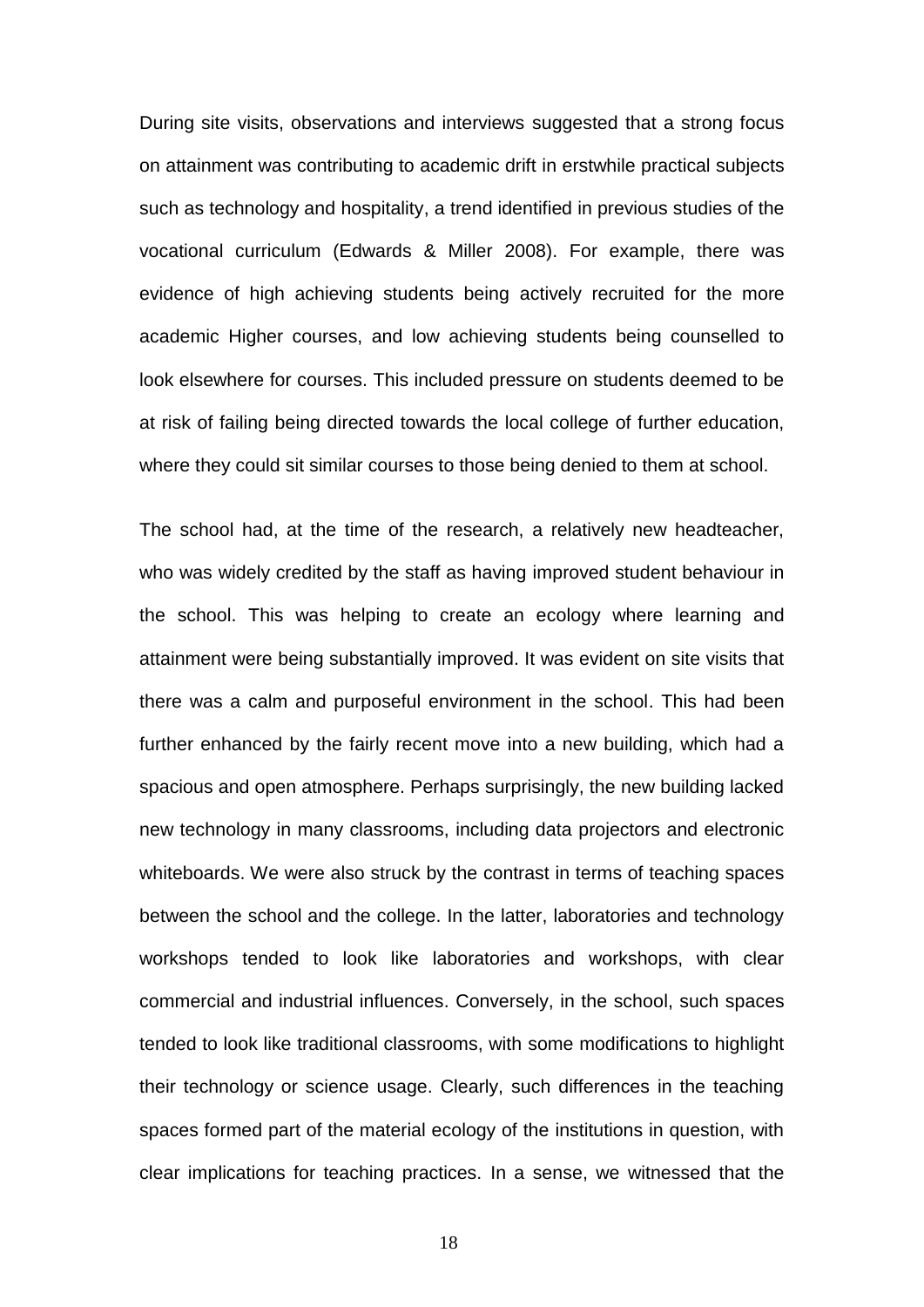During site visits, observations and interviews suggested that a strong focus on attainment was contributing to academic drift in erstwhile practical subjects such as technology and hospitality, a trend identified in previous studies of the vocational curriculum (Edwards & Miller 2008). For example, there was evidence of high achieving students being actively recruited for the more academic Higher courses, and low achieving students being counselled to look elsewhere for courses. This included pressure on students deemed to be at risk of failing being directed towards the local college of further education, where they could sit similar courses to those being denied to them at school.

The school had, at the time of the research, a relatively new headteacher, who was widely credited by the staff as having improved student behaviour in the school. This was helping to create an ecology where learning and attainment were being substantially improved. It was evident on site visits that there was a calm and purposeful environment in the school. This had been further enhanced by the fairly recent move into a new building, which had a spacious and open atmosphere. Perhaps surprisingly, the new building lacked new technology in many classrooms, including data projectors and electronic whiteboards. We were also struck by the contrast in terms of teaching spaces between the school and the college. In the latter, laboratories and technology workshops tended to look like laboratories and workshops, with clear commercial and industrial influences. Conversely, in the school, such spaces tended to look like traditional classrooms, with some modifications to highlight their technology or science usage. Clearly, such differences in the teaching spaces formed part of the material ecology of the institutions in question, with clear implications for teaching practices. In a sense, we witnessed that the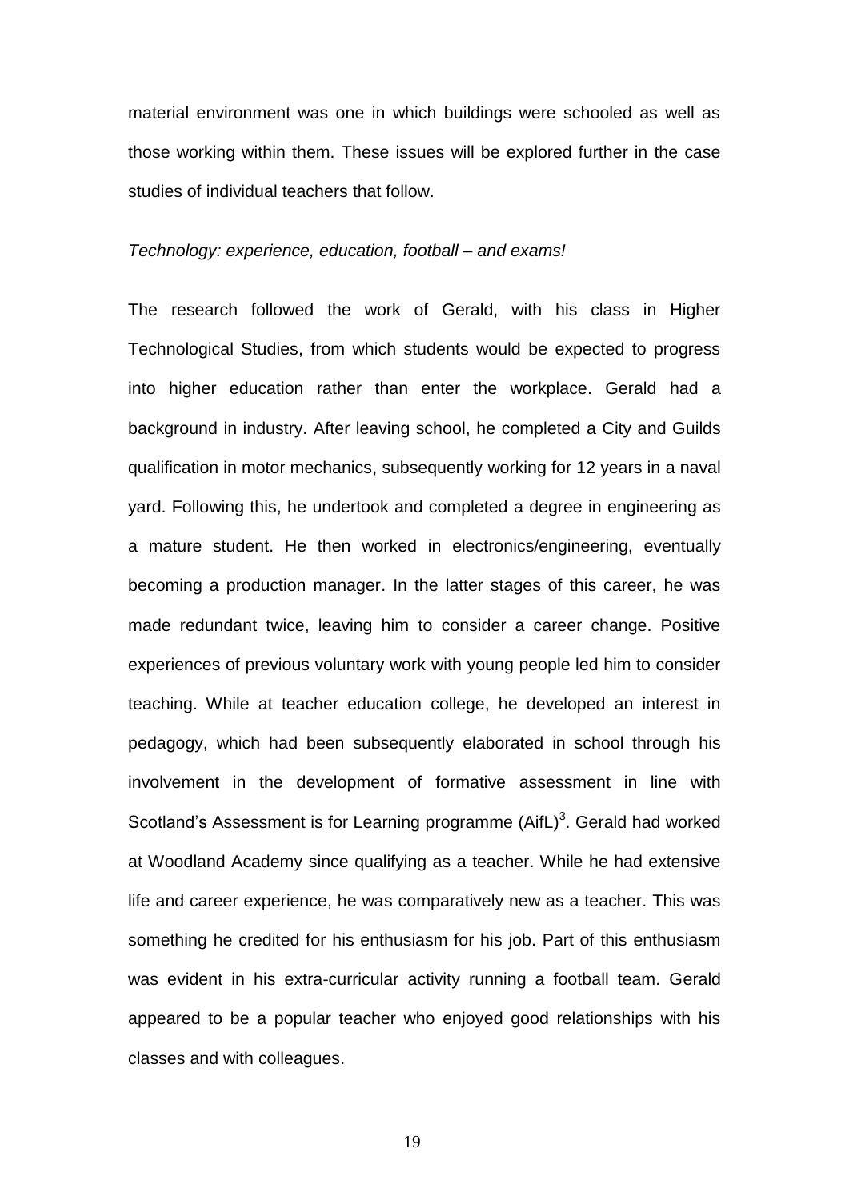material environment was one in which buildings were schooled as well as those working within them. These issues will be explored further in the case studies of individual teachers that follow.

*Technology: experience, education, football – and exams!*

The research followed the work of Gerald, with his class in Higher Technological Studies, from which students would be expected to progress into higher education rather than enter the workplace. Gerald had a background in industry. After leaving school, he completed a City and Guilds qualification in motor mechanics, subsequently working for 12 years in a naval yard. Following this, he undertook and completed a degree in engineering as a mature student. He then worked in electronics/engineering, eventually becoming a production manager. In the latter stages of this career, he was made redundant twice, leaving him to consider a career change. Positive experiences of previous voluntary work with young people led him to consider teaching. While at teacher education college, he developed an interest in pedagogy, which had been subsequently elaborated in school through his involvement in the development of formative assessment in line with Scotland's Assessment is for Learning programme (AifL)[3]. Gerald had worked at Woodland Academy since qualifying as a teacher. While he had extensive life and career experience, he was comparatively new as a teacher. This was something he credited for his enthusiasm for his job. Part of this enthusiasm was evident in his extra-curricular activity running a football team. Gerald appeared to be a popular teacher who enjoyed good relationships with his classes and with colleagues.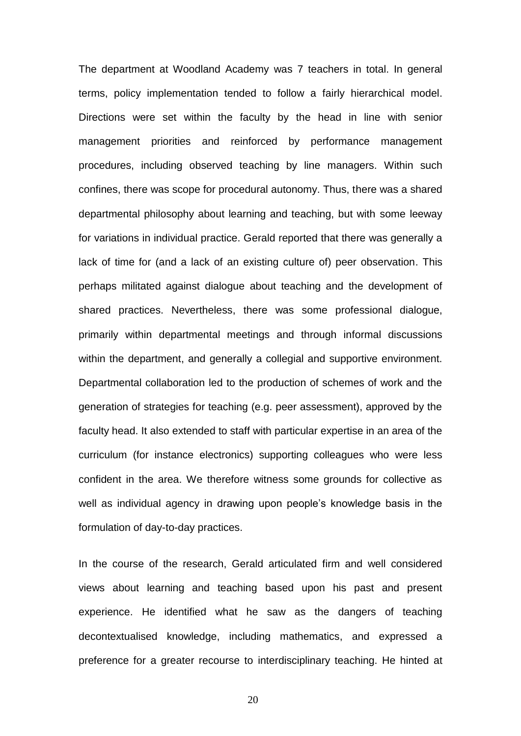The department at Woodland Academy was 7 teachers in total. In general terms, policy implementation tended to follow a fairly hierarchical model. Directions were set within the faculty by the head in line with senior management priorities and reinforced by performance management procedures, including observed teaching by line managers. Within such confines, there was scope for procedural autonomy. Thus, there was a shared departmental philosophy about learning and teaching, but with some leeway for variations in individual practice. Gerald reported that there was generally a lack of time for (and a lack of an existing culture of) peer observation. This perhaps militated against dialogue about teaching and the development of shared practices. Nevertheless, there was some professional dialogue, primarily within departmental meetings and through informal discussions within the department, and generally a collegial and supportive environment. Departmental collaboration led to the production of schemes of work and the generation of strategies for teaching (e.g. peer assessment), approved by the faculty head. It also extended to staff with particular expertise in an area of the curriculum (for instance electronics) supporting colleagues who were less confident in the area. We therefore witness some grounds for collective as well as individual agency in drawing upon people's knowledge basis in the formulation of day-to-day practices.

In the course of the research, Gerald articulated firm and well considered views about learning and teaching based upon his past and present experience. He identified what he saw as the dangers of teaching decontextualised knowledge, including mathematics, and expressed a preference for a greater recourse to interdisciplinary teaching. He hinted at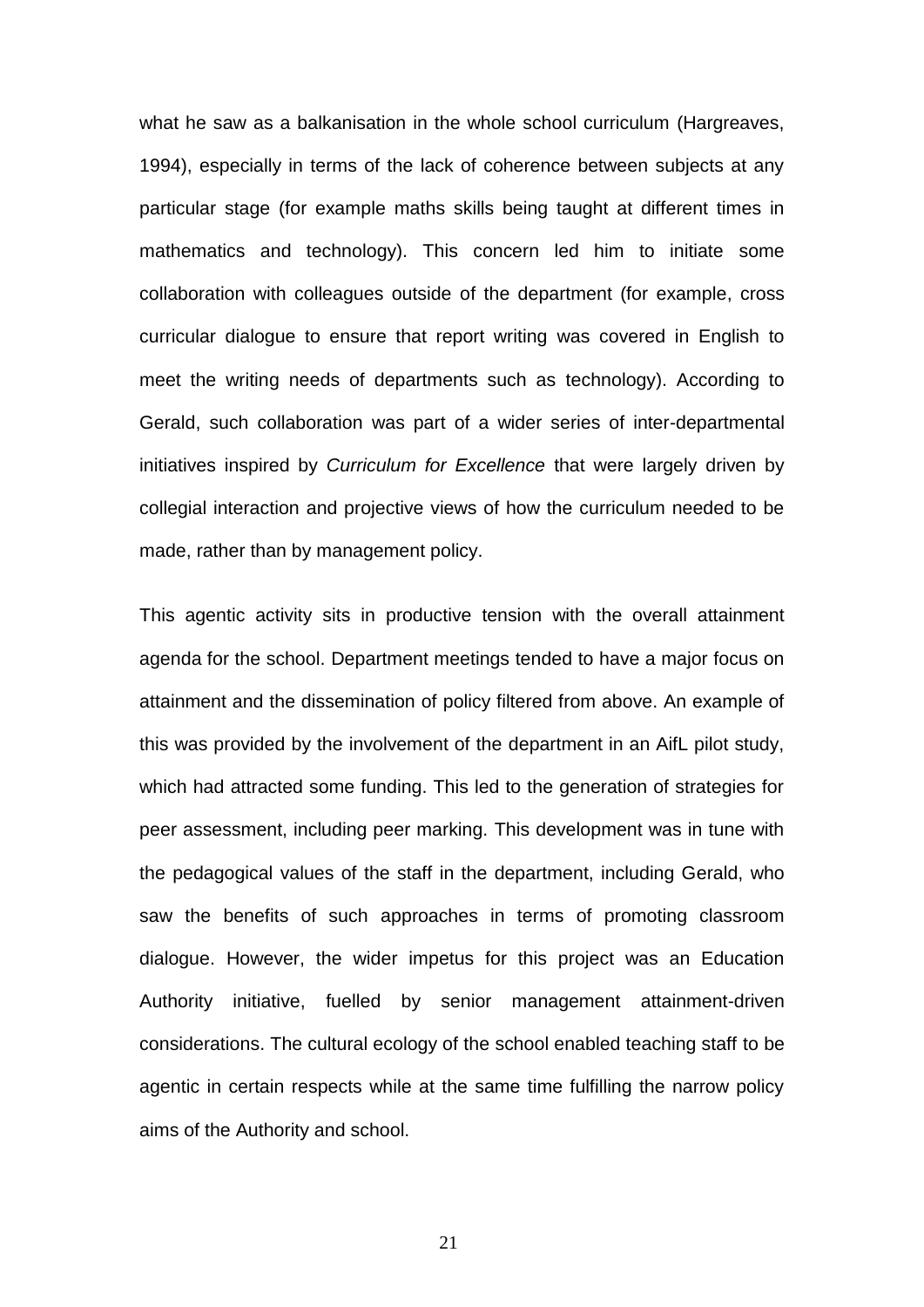what he saw as a balkanisation in the whole school curriculum (Hargreaves, 1994), especially in terms of the lack of coherence between subjects at any particular stage (for example maths skills being taught at different times in mathematics and technology). This concern led him to initiate some collaboration with colleagues outside of the department (for example, cross curricular dialogue to ensure that report writing was covered in English to meet the writing needs of departments such as technology). According to Gerald, such collaboration was part of a wider series of inter-departmental initiatives inspired by *Curriculum for Excellence* that were largely driven by collegial interaction and projective views of how the curriculum needed to be made, rather than by management policy.

This agentic activity sits in productive tension with the overall attainment agenda for the school. Department meetings tended to have a major focus on attainment and the dissemination of policy filtered from above. An example of this was provided by the involvement of the department in an AifL pilot study, which had attracted some funding. This led to the generation of strategies for peer assessment, including peer marking. This development was in tune with the pedagogical values of the staff in the department, including Gerald, who saw the benefits of such approaches in terms of promoting classroom dialogue. However, the wider impetus for this project was an Education Authority initiative, fuelled by senior management attainment-driven considerations. The cultural ecology of the school enabled teaching staff to be agentic in certain respects while at the same time fulfilling the narrow policy aims of the Authority and school.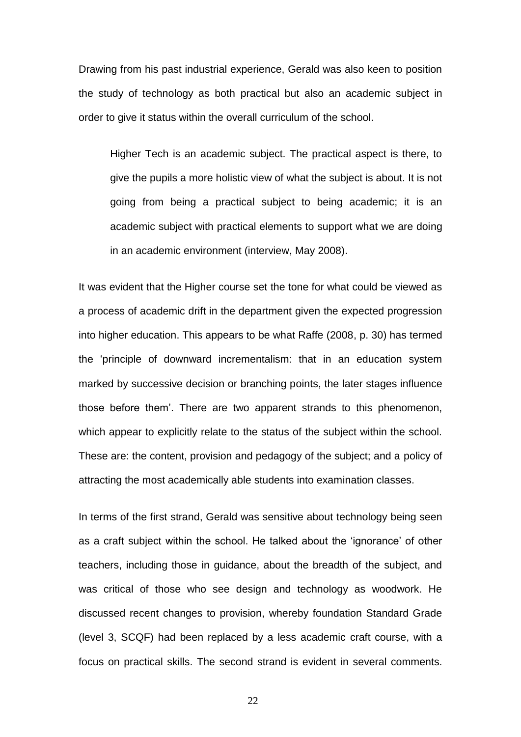Drawing from his past industrial experience, Gerald was also keen to position the study of technology as both practical but also an academic subject in order to give it status within the overall curriculum of the school.

> Higher Tech is an academic subject. The practical aspect is there, to give the pupils a more holistic view of what the subject is about. It is not going from being a practical subject to being academic; it is an academic subject with practical elements to support what we are doing in an academic environment (interview, May 2008).

It was evident that the Higher course set the tone for what could be viewed as a process of academic drift in the department given the expected progression into higher education. This appears to be what Raffe (2008, p. 30) has termed the 'principle of downward incrementalism: that in an education system marked by successive decision or branching points, the later stages influence those before them'. There are two apparent strands to this phenomenon, which appear to explicitly relate to the status of the subject within the school. These are: the content, provision and pedagogy of the subject; and a policy of attracting the most academically able students into examination classes.

In terms of the first strand, Gerald was sensitive about technology being seen as a craft subject within the school. He talked about the 'ignorance' of other teachers, including those in guidance, about the breadth of the subject, and was critical of those who see design and technology as woodwork. He discussed recent changes to provision, whereby foundation Standard Grade (level 3, SCQF) had been replaced by a less academic craft course, with a focus on practical skills. The second strand is evident in several comments.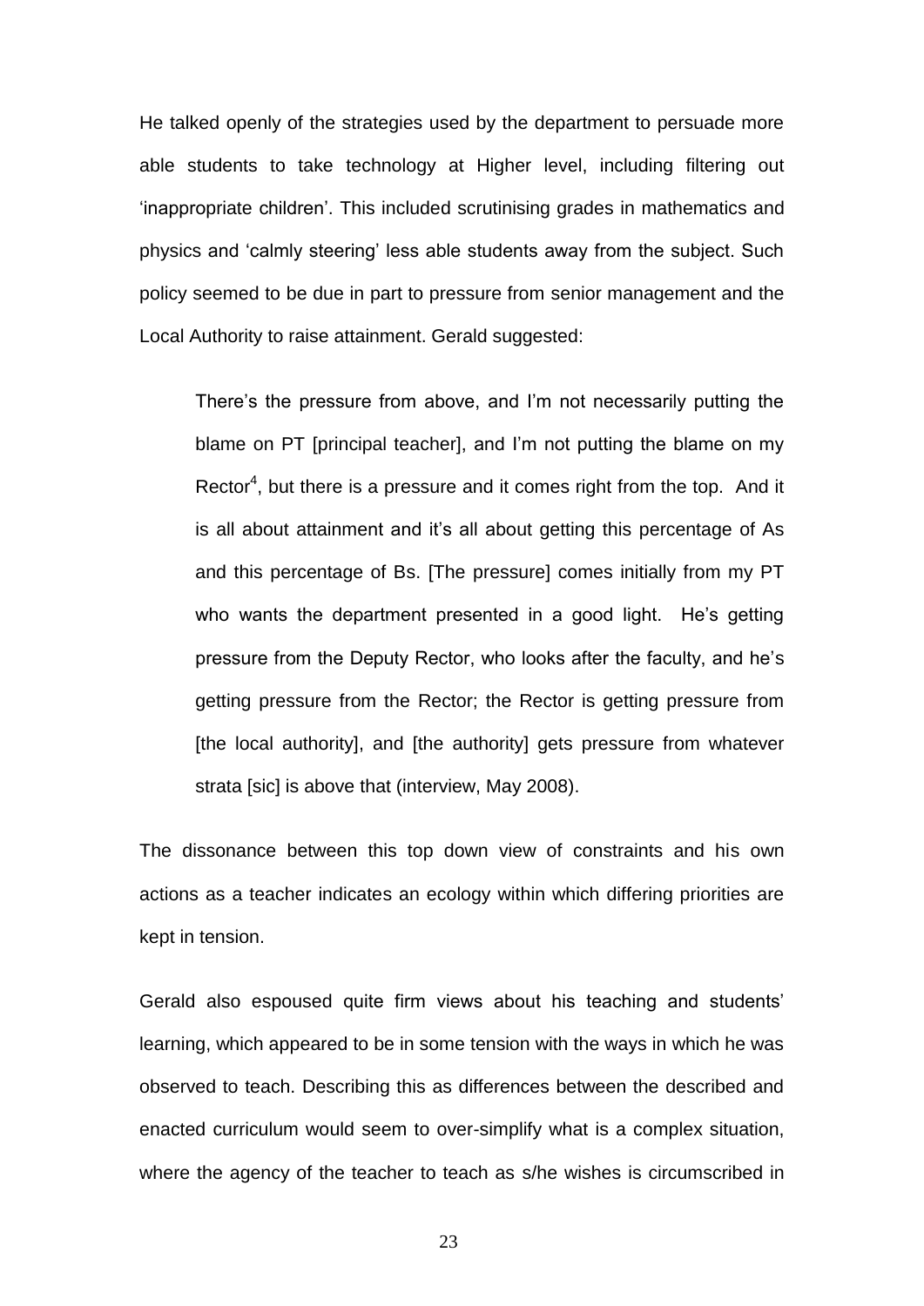He talked openly of the strategies used by the department to persuade more able students to take technology at Higher level, including filtering out 'inappropriate children'. This included scrutinising grades in mathematics and physics and 'calmly steering' less able students away from the subject. Such policy seemed to be due in part to pressure from senior management and the Local Authority to raise attainment. Gerald suggested:

> There's the pressure from above, and I'm not necessarily putting the blame on PT [principal teacher], and I'm not putting the blame on my Rector[4], but there is a pressure and it comes right from the top. And it is all about attainment and it's all about getting this percentage of As and this percentage of Bs. [The pressure] comes initially from my PT who wants the department presented in a good light. He's getting pressure from the Deputy Rector, who looks after the faculty, and he's getting pressure from the Rector; the Rector is getting pressure from [the local authority], and [the authority] gets pressure from whatever strata [sic] is above that (interview, May 2008).

The dissonance between this top down view of constraints and his own actions as a teacher indicates an ecology within which differing priorities are kept in tension.

Gerald also espoused quite firm views about his teaching and students' learning, which appeared to be in some tension with the ways in which he was observed to teach. Describing this as differences between the described and enacted curriculum would seem to over-simplify what is a complex situation, where the agency of the teacher to teach as s/he wishes is circumscribed in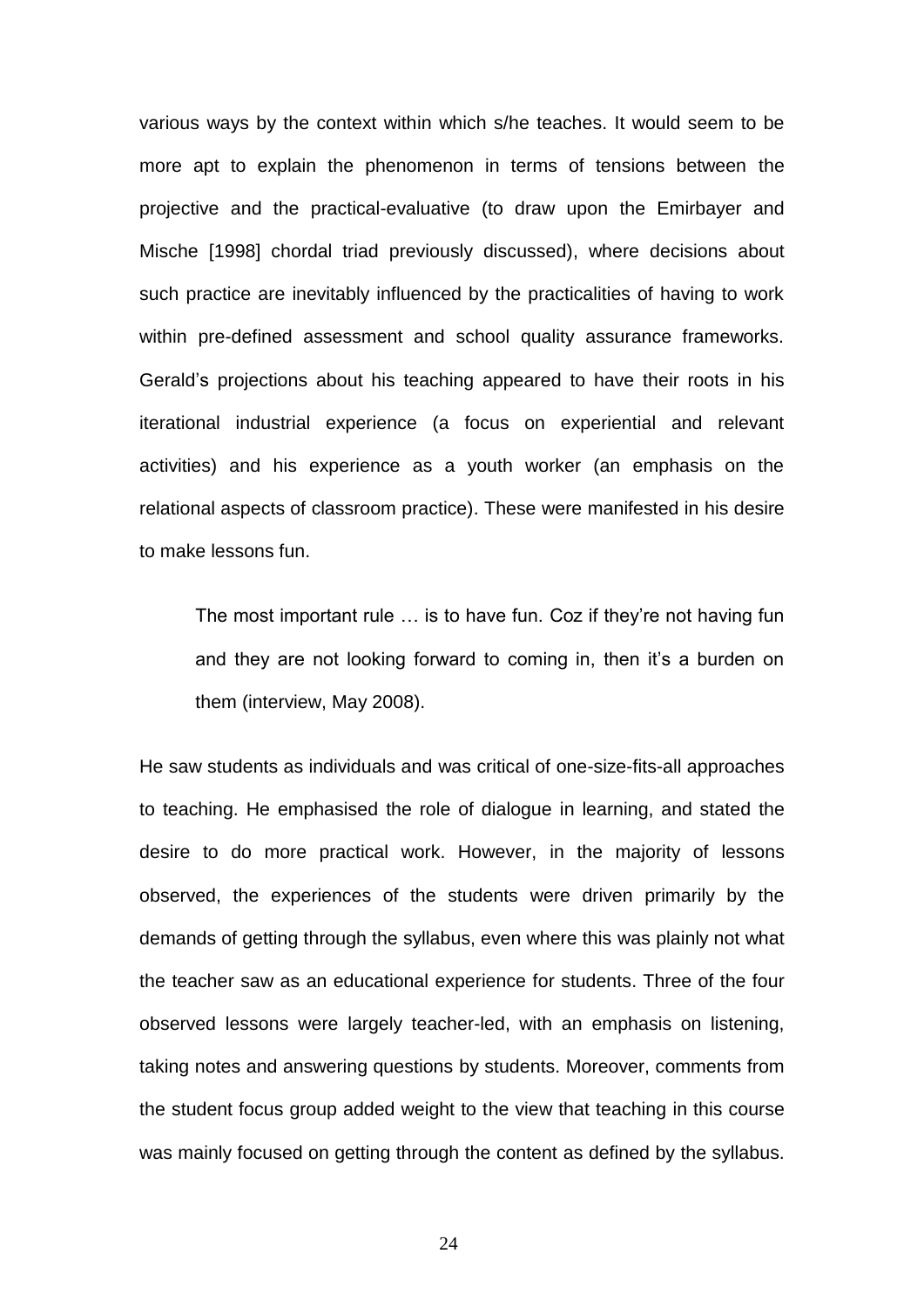various ways by the context within which s/he teaches. It would seem to be more apt to explain the phenomenon in terms of tensions between the projective and the practical-evaluative (to draw upon the Emirbayer and Mische [1998] chordal triad previously discussed), where decisions about such practice are inevitably influenced by the practicalities of having to work within pre-defined assessment and school quality assurance frameworks. Gerald's projections about his teaching appeared to have their roots in his iterational industrial experience (a focus on experiential and relevant activities) and his experience as a youth worker (an emphasis on the relational aspects of classroom practice). These were manifested in his desire to make lessons fun.

> The most important rule … is to have fun. Coz if they're not having fun and they are not looking forward to coming in, then it's a burden on them (interview, May 2008).

He saw students as individuals and was critical of one-size-fits-all approaches to teaching. He emphasised the role of dialogue in learning, and stated the desire to do more practical work. However, in the majority of lessons observed, the experiences of the students were driven primarily by the demands of getting through the syllabus, even where this was plainly not what the teacher saw as an educational experience for students. Three of the four observed lessons were largely teacher-led, with an emphasis on listening, taking notes and answering questions by students. Moreover, comments from the student focus group added weight to the view that teaching in this course was mainly focused on getting through the content as defined by the syllabus.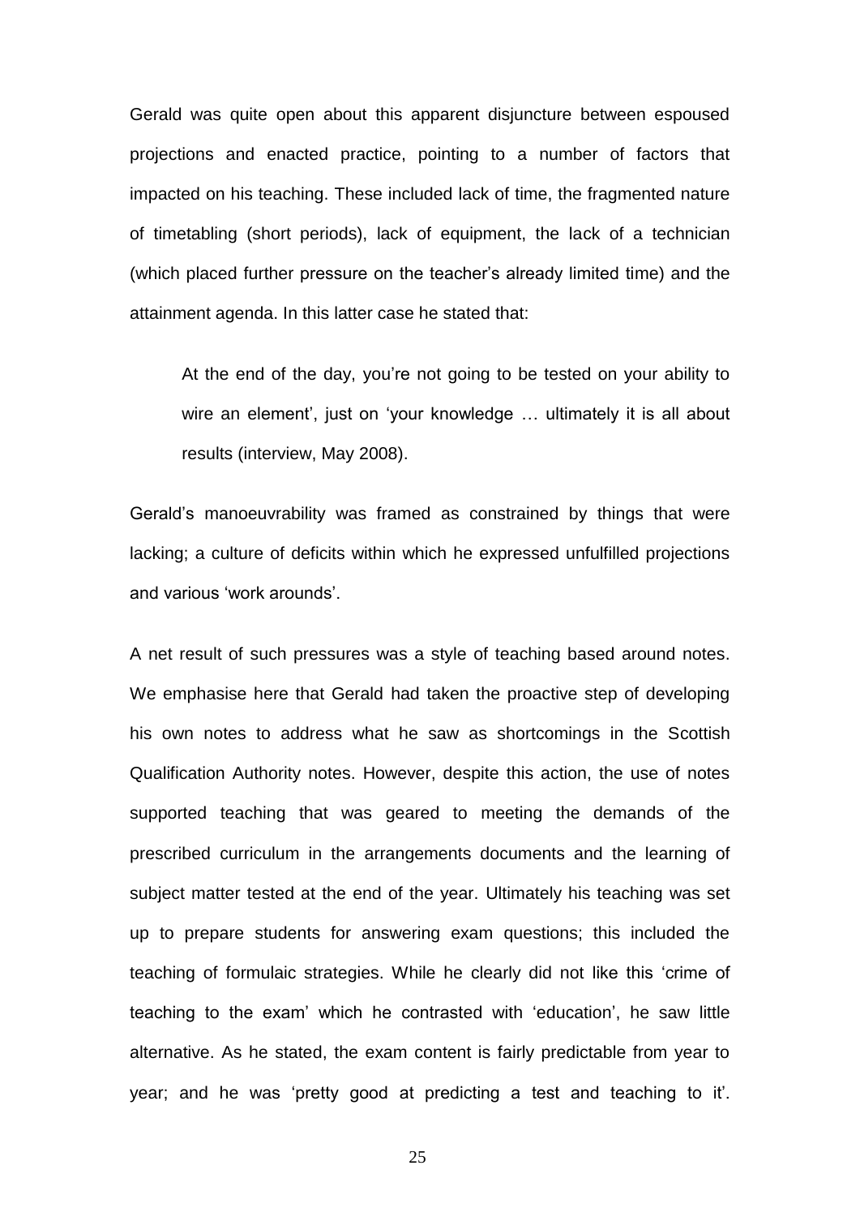Gerald was quite open about this apparent disjuncture between espoused projections and enacted practice, pointing to a number of factors that impacted on his teaching. These included lack of time, the fragmented nature of timetabling (short periods), lack of equipment, the lack of a technician (which placed further pressure on the teacher's already limited time) and the attainment agenda. In this latter case he stated that:

> At the end of the day, you're not going to be tested on your ability to wire an element', just on 'your knowledge … ultimately it is all about results (interview, May 2008).

Gerald's manoeuvrability was framed as constrained by things that were lacking; a culture of deficits within which he expressed unfulfilled projections and various 'work arounds'.

A net result of such pressures was a style of teaching based around notes. We emphasise here that Gerald had taken the proactive step of developing his own notes to address what he saw as shortcomings in the Scottish Qualification Authority notes. However, despite this action, the use of notes supported teaching that was geared to meeting the demands of the prescribed curriculum in the arrangements documents and the learning of subject matter tested at the end of the year. Ultimately his teaching was set up to prepare students for answering exam questions; this included the teaching of formulaic strategies. While he clearly did not like this 'crime of teaching to the exam' which he contrasted with 'education', he saw little alternative. As he stated, the exam content is fairly predictable from year to year; and he was 'pretty good at predicting a test and teaching to it'.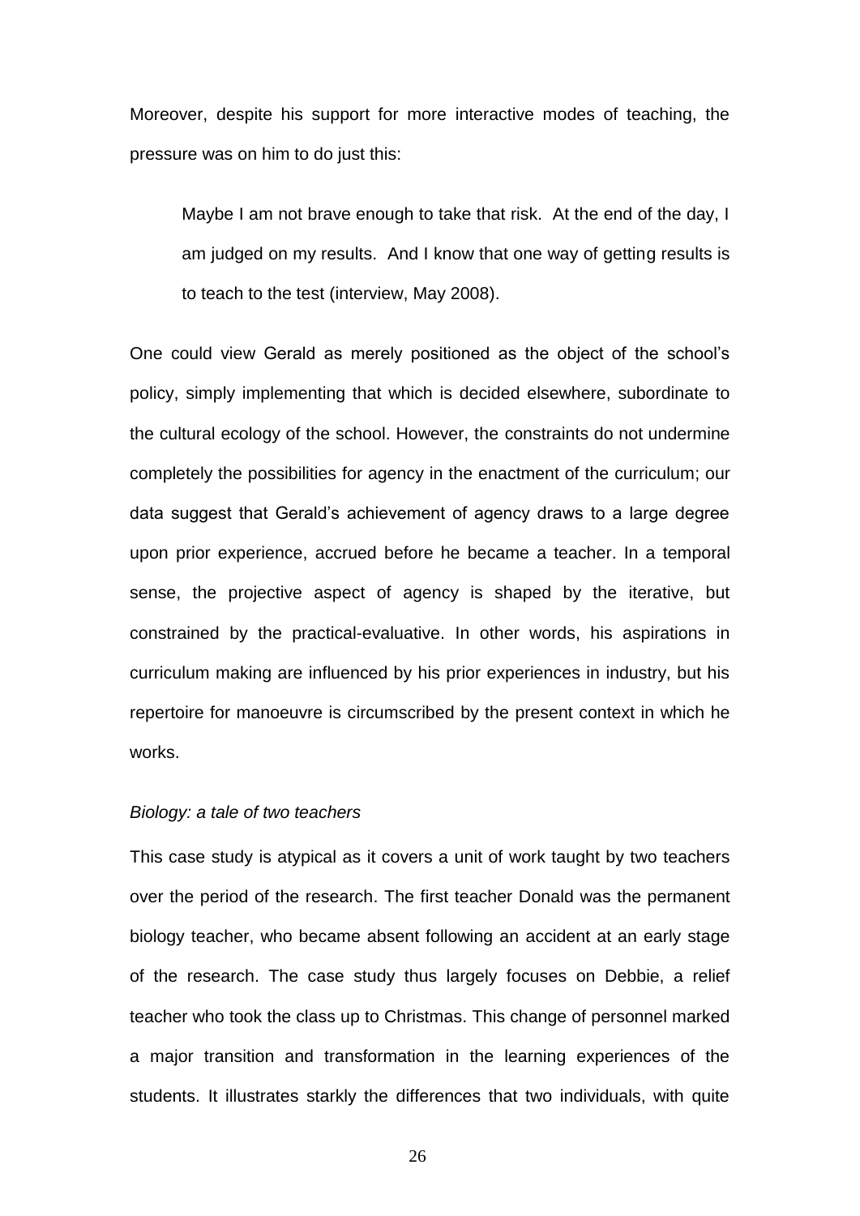Moreover, despite his support for more interactive modes of teaching, the pressure was on him to do just this:

> Maybe I am not brave enough to take that risk. At the end of the day, I am judged on my results. And I know that one way of getting results is to teach to the test (interview, May 2008).

One could view Gerald as merely positioned as the object of the school's policy, simply implementing that which is decided elsewhere, subordinate to the cultural ecology of the school. However, the constraints do not undermine completely the possibilities for agency in the enactment of the curriculum; our data suggest that Gerald's achievement of agency draws to a large degree upon prior experience, accrued before he became a teacher. In a temporal sense, the projective aspect of agency is shaped by the iterative, but constrained by the practical-evaluative. In other words, his aspirations in curriculum making are influenced by his prior experiences in industry, but his repertoire for manoeuvre is circumscribed by the present context in which he works.

*Biology: a tale of two teachers*

This case study is atypical as it covers a unit of work taught by two teachers over the period of the research. The first teacher Donald was the permanent biology teacher, who became absent following an accident at an early stage of the research. The case study thus largely focuses on Debbie, a relief teacher who took the class up to Christmas. This change of personnel marked a major transition and transformation in the learning experiences of the students. It illustrates starkly the differences that two individuals, with quite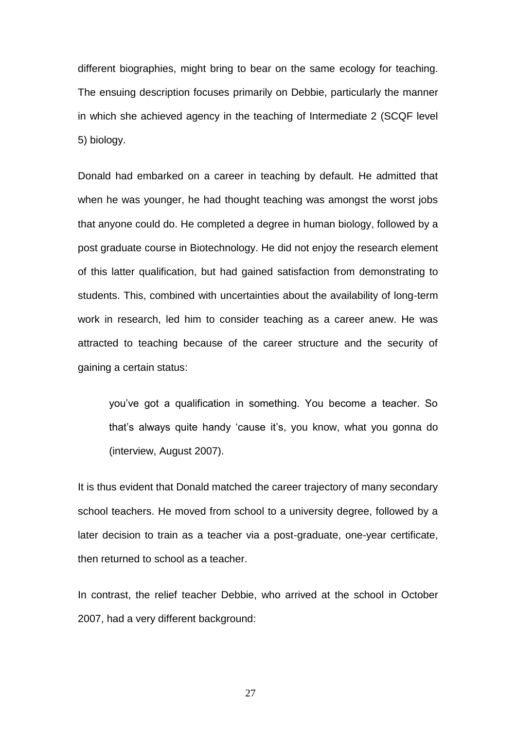different biographies, might bring to bear on the same ecology for teaching. The ensuing description focuses primarily on Debbie, particularly the manner in which she achieved agency in the teaching of Intermediate 2 (SCQF level 5) biology.

Donald had embarked on a career in teaching by default. He admitted that when he was younger, he had thought teaching was amongst the worst jobs that anyone could do. He completed a degree in human biology, followed by a post graduate course in Biotechnology. He did not enjoy the research element of this latter qualification, but had gained satisfaction from demonstrating to students. This, combined with uncertainties about the availability of long-term work in research, led him to consider teaching as a career anew. He was attracted to teaching because of the career structure and the security of gaining a certain status:

> you've got a qualification in something. You become a teacher. So that's always quite handy 'cause it's, you know, what you gonna do (interview, August 2007).

It is thus evident that Donald matched the career trajectory of many secondary school teachers. He moved from school to a university degree, followed by a later decision to train as a teacher via a post-graduate, one-year certificate, then returned to school as a teacher.

In contrast, the relief teacher Debbie, who arrived at the school in October 2007, had a very different background: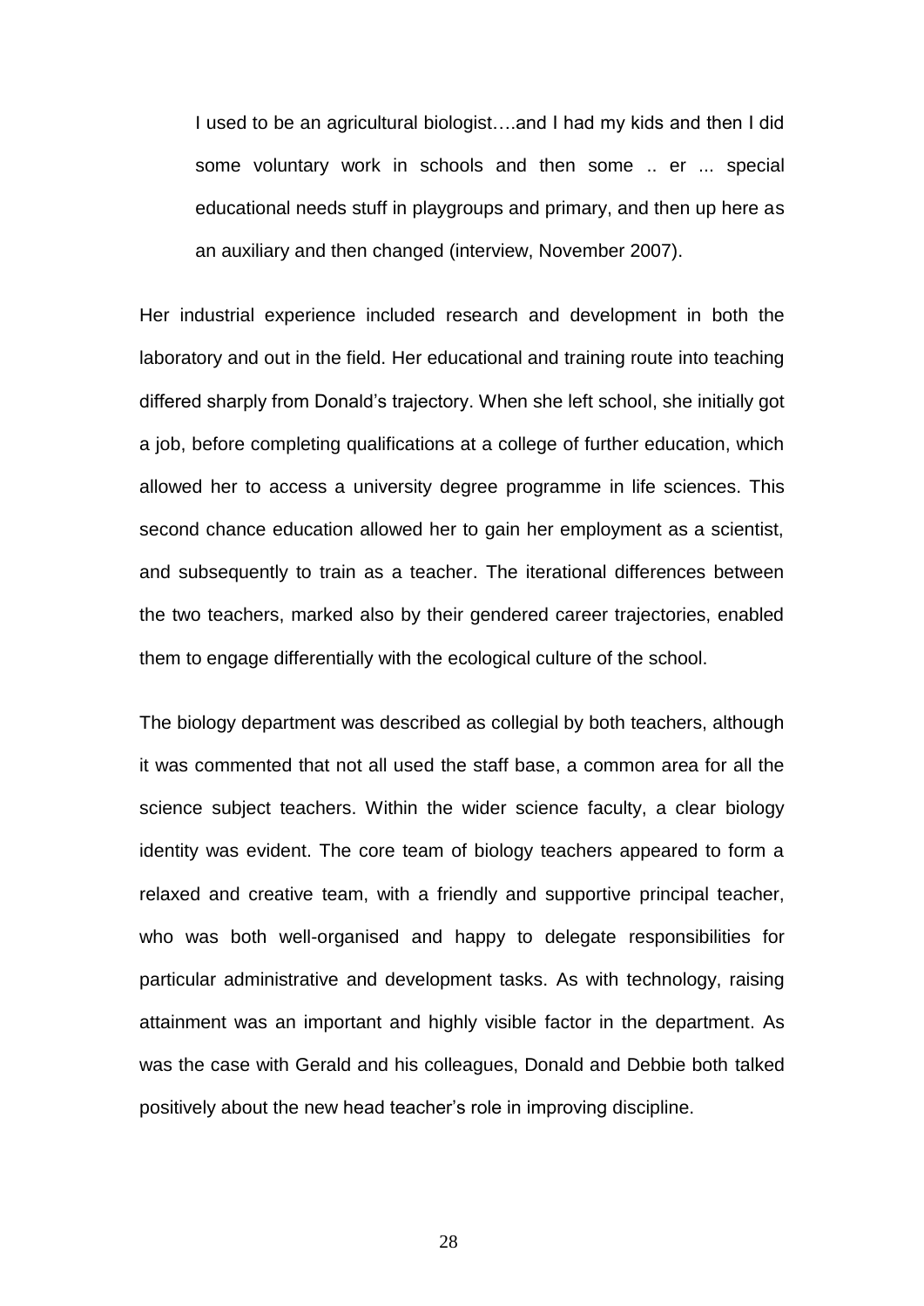> I used to be an agricultural biologist….and I had my kids and then I did some voluntary work in schools and then some .. er ... special educational needs stuff in playgroups and primary, and then up here as an auxiliary and then changed (interview, November 2007).

Her industrial experience included research and development in both the laboratory and out in the field. Her educational and training route into teaching differed sharply from Donald's trajectory. When she left school, she initially got a job, before completing qualifications at a college of further education, which allowed her to access a university degree programme in life sciences. This second chance education allowed her to gain her employment as a scientist, and subsequently to train as a teacher. The iterational differences between the two teachers, marked also by their gendered career trajectories, enabled them to engage differentially with the ecological culture of the school.

The biology department was described as collegial by both teachers, although it was commented that not all used the staff base, a common area for all the science subject teachers. Within the wider science faculty, a clear biology identity was evident. The core team of biology teachers appeared to form a relaxed and creative team, with a friendly and supportive principal teacher, who was both well-organised and happy to delegate responsibilities for particular administrative and development tasks. As with technology, raising attainment was an important and highly visible factor in the department. As was the case with Gerald and his colleagues, Donald and Debbie both talked positively about the new head teacher's role in improving discipline.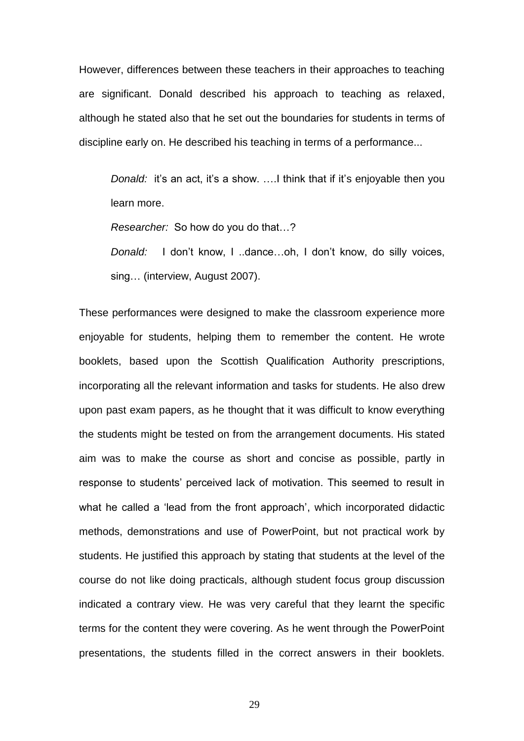However, differences between these teachers in their approaches to teaching are significant. Donald described his approach to teaching as relaxed, although he stated also that he set out the boundaries for students in terms of discipline early on. He described his teaching in terms of a performance...

> *Donald:* it's an act, it's a show. ….I think that if it's enjoyable then you learn more.
>
> *Researcher:* So how do you do that…?
>
> *Donald:* I don't know, I ..dance…oh, I don't know, do silly voices, sing… (interview, August 2007).

These performances were designed to make the classroom experience more enjoyable for students, helping them to remember the content. He wrote booklets, based upon the Scottish Qualification Authority prescriptions, incorporating all the relevant information and tasks for students. He also drew upon past exam papers, as he thought that it was difficult to know everything the students might be tested on from the arrangement documents. His stated aim was to make the course as short and concise as possible, partly in response to students' perceived lack of motivation. This seemed to result in what he called a 'lead from the front approach', which incorporated didactic methods, demonstrations and use of PowerPoint, but not practical work by students. He justified this approach by stating that students at the level of the course do not like doing practicals, although student focus group discussion indicated a contrary view. He was very careful that they learnt the specific terms for the content they were covering. As he went through the PowerPoint presentations, the students filled in the correct answers in their booklets.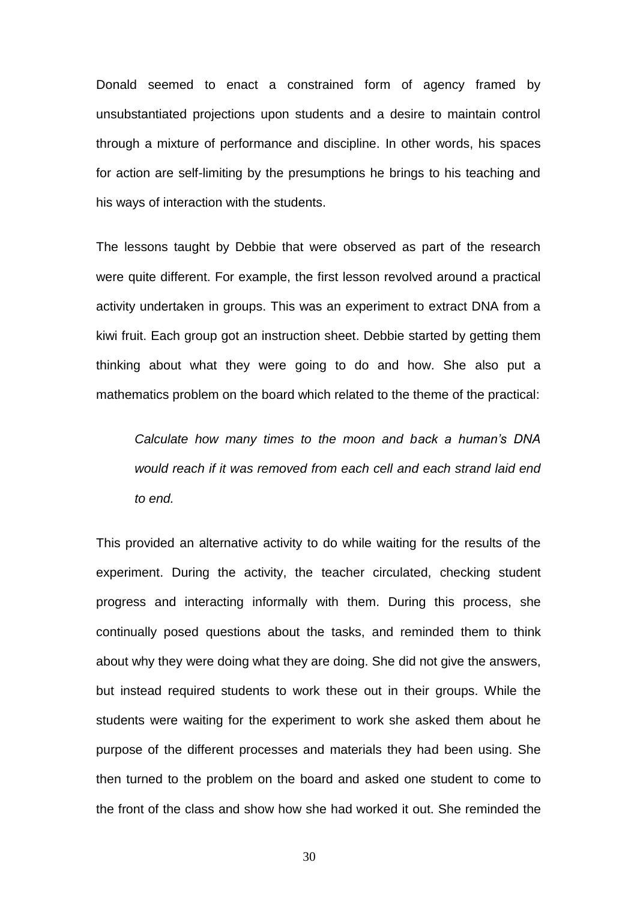Donald seemed to enact a constrained form of agency framed by unsubstantiated projections upon students and a desire to maintain control through a mixture of performance and discipline. In other words, his spaces for action are self-limiting by the presumptions he brings to his teaching and his ways of interaction with the students.

The lessons taught by Debbie that were observed as part of the research were quite different. For example, the first lesson revolved around a practical activity undertaken in groups. This was an experiment to extract DNA from a kiwi fruit. Each group got an instruction sheet. Debbie started by getting them thinking about what they were going to do and how. She also put a mathematics problem on the board which related to the theme of the practical:

> *Calculate how many times to the moon and back a human's DNA would reach if it was removed from each cell and each strand laid end to end.*

This provided an alternative activity to do while waiting for the results of the experiment. During the activity, the teacher circulated, checking student progress and interacting informally with them. During this process, she continually posed questions about the tasks, and reminded them to think about why they were doing what they are doing. She did not give the answers, but instead required students to work these out in their groups. While the students were waiting for the experiment to work she asked them about he purpose of the different processes and materials they had been using. She then turned to the problem on the board and asked one student to come to the front of the class and show how she had worked it out. She reminded the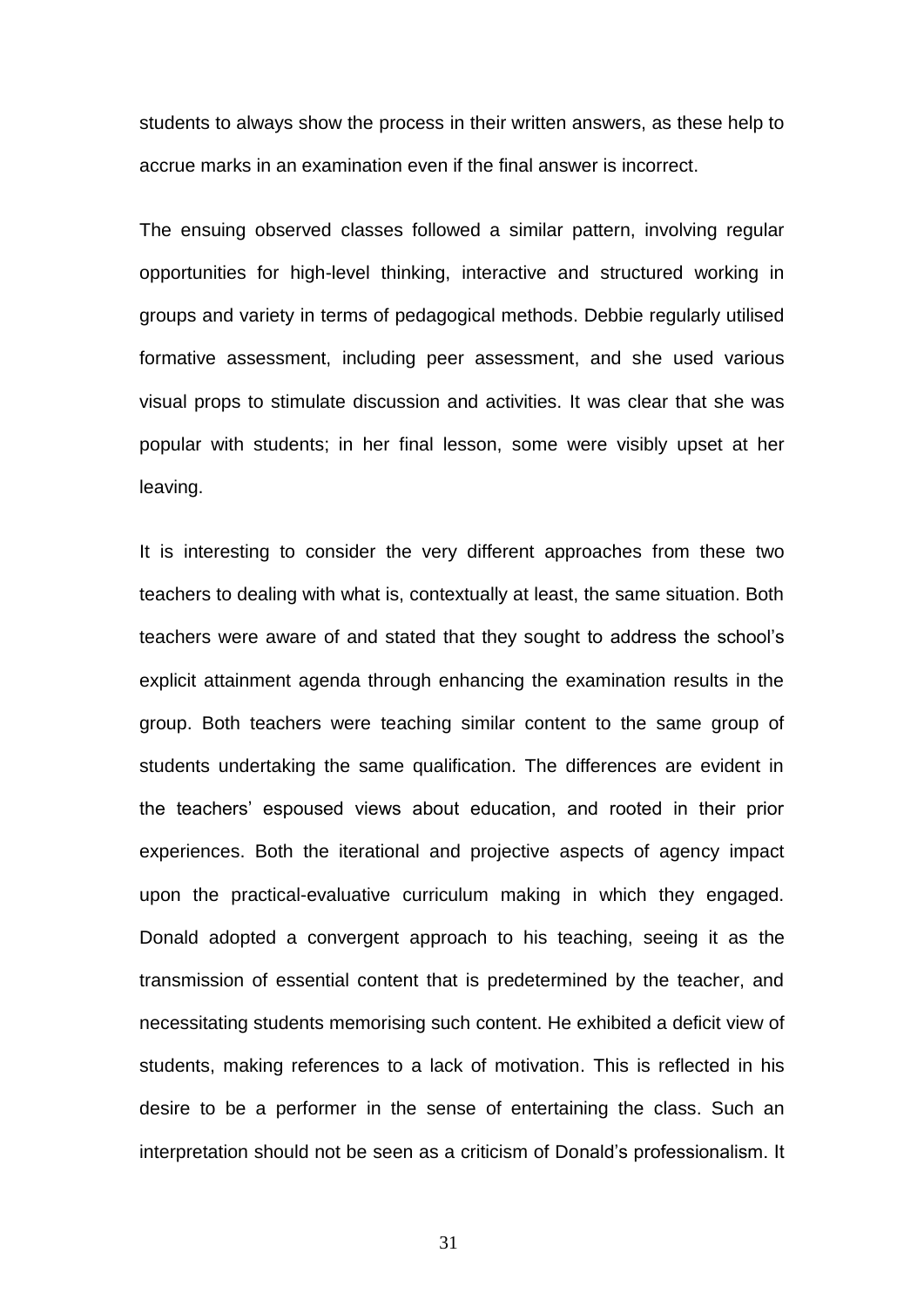students to always show the process in their written answers, as these help to accrue marks in an examination even if the final answer is incorrect.

The ensuing observed classes followed a similar pattern, involving regular opportunities for high-level thinking, interactive and structured working in groups and variety in terms of pedagogical methods. Debbie regularly utilised formative assessment, including peer assessment, and she used various visual props to stimulate discussion and activities. It was clear that she was popular with students; in her final lesson, some were visibly upset at her leaving.

It is interesting to consider the very different approaches from these two teachers to dealing with what is, contextually at least, the same situation. Both teachers were aware of and stated that they sought to address the school's explicit attainment agenda through enhancing the examination results in the group. Both teachers were teaching similar content to the same group of students undertaking the same qualification. The differences are evident in the teachers' espoused views about education, and rooted in their prior experiences. Both the iterational and projective aspects of agency impact upon the practical-evaluative curriculum making in which they engaged. Donald adopted a convergent approach to his teaching, seeing it as the transmission of essential content that is predetermined by the teacher, and necessitating students memorising such content. He exhibited a deficit view of students, making references to a lack of motivation. This is reflected in his desire to be a performer in the sense of entertaining the class. Such an interpretation should not be seen as a criticism of Donald's professionalism. It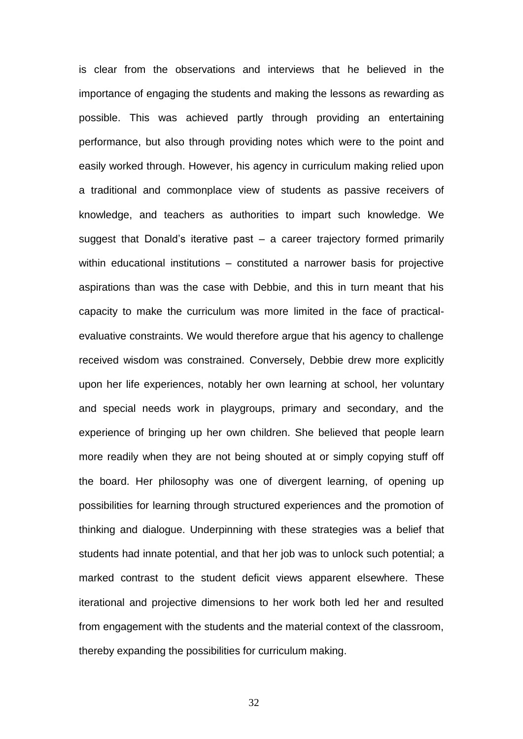is clear from the observations and interviews that he believed in the importance of engaging the students and making the lessons as rewarding as possible. This was achieved partly through providing an entertaining performance, but also through providing notes which were to the point and easily worked through. However, his agency in curriculum making relied upon a traditional and commonplace view of students as passive receivers of knowledge, and teachers as authorities to impart such knowledge. We suggest that Donald's iterative past – a career trajectory formed primarily within educational institutions – constituted a narrower basis for projective aspirations than was the case with Debbie, and this in turn meant that his capacity to make the curriculum was more limited in the face of practical-evaluative constraints. We would therefore argue that his agency to challenge received wisdom was constrained. Conversely, Debbie drew more explicitly upon her life experiences, notably her own learning at school, her voluntary and special needs work in playgroups, primary and secondary, and the experience of bringing up her own children. She believed that people learn more readily when they are not being shouted at or simply copying stuff off the board. Her philosophy was one of divergent learning, of opening up possibilities for learning through structured experiences and the promotion of thinking and dialogue. Underpinning with these strategies was a belief that students had innate potential, and that her job was to unlock such potential; a marked contrast to the student deficit views apparent elsewhere. These iterational and projective dimensions to her work both led her and resulted from engagement with the students and the material context of the classroom, thereby expanding the possibilities for curriculum making.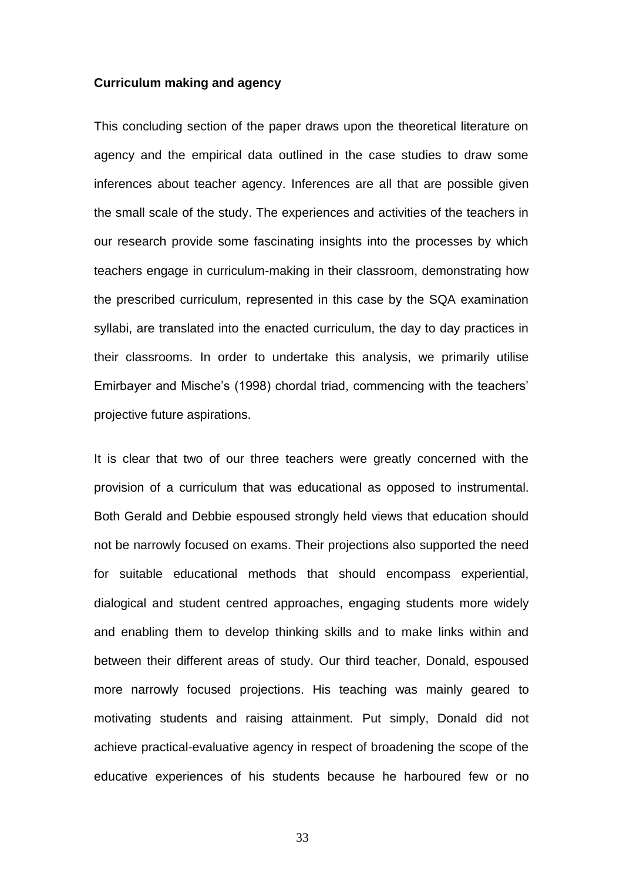## Curriculum making and agency

This concluding section of the paper draws upon the theoretical literature on agency and the empirical data outlined in the case studies to draw some inferences about teacher agency. Inferences are all that are possible given the small scale of the study. The experiences and activities of the teachers in our research provide some fascinating insights into the processes by which teachers engage in curriculum-making in their classroom, demonstrating how the prescribed curriculum, represented in this case by the SQA examination syllabi, are translated into the enacted curriculum, the day to day practices in their classrooms. In order to undertake this analysis, we primarily utilise Emirbayer and Mische's (1998) chordal triad, commencing with the teachers' projective future aspirations.

It is clear that two of our three teachers were greatly concerned with the provision of a curriculum that was educational as opposed to instrumental. Both Gerald and Debbie espoused strongly held views that education should not be narrowly focused on exams. Their projections also supported the need for suitable educational methods that should encompass experiential, dialogical and student centred approaches, engaging students more widely and enabling them to develop thinking skills and to make links within and between their different areas of study. Our third teacher, Donald, espoused more narrowly focused projections. His teaching was mainly geared to motivating students and raising attainment. Put simply, Donald did not achieve practical-evaluative agency in respect of broadening the scope of the educative experiences of his students because he harboured few or no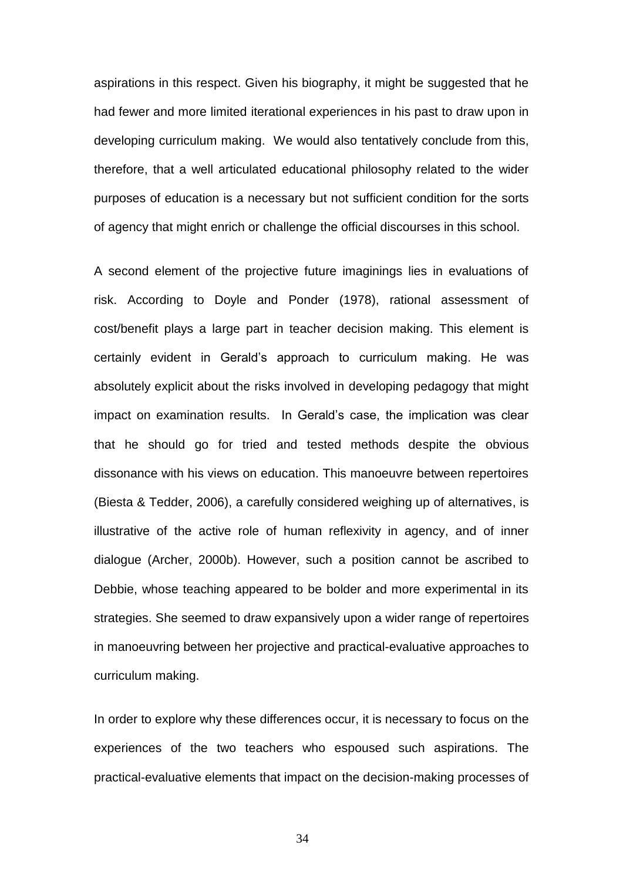aspirations in this respect. Given his biography, it might be suggested that he had fewer and more limited iterational experiences in his past to draw upon in developing curriculum making. We would also tentatively conclude from this, therefore, that a well articulated educational philosophy related to the wider purposes of education is a necessary but not sufficient condition for the sorts of agency that might enrich or challenge the official discourses in this school.

A second element of the projective future imaginings lies in evaluations of risk. According to Doyle and Ponder (1978), rational assessment of cost/benefit plays a large part in teacher decision making. This element is certainly evident in Gerald's approach to curriculum making. He was absolutely explicit about the risks involved in developing pedagogy that might impact on examination results. In Gerald's case, the implication was clear that he should go for tried and tested methods despite the obvious dissonance with his views on education. This manoeuvre between repertoires (Biesta & Tedder, 2006), a carefully considered weighing up of alternatives, is illustrative of the active role of human reflexivity in agency, and of inner dialogue (Archer, 2000b). However, such a position cannot be ascribed to Debbie, whose teaching appeared to be bolder and more experimental in its strategies. She seemed to draw expansively upon a wider range of repertoires in manoeuvring between her projective and practical-evaluative approaches to curriculum making.

In order to explore why these differences occur, it is necessary to focus on the experiences of the two teachers who espoused such aspirations. The practical-evaluative elements that impact on the decision-making processes of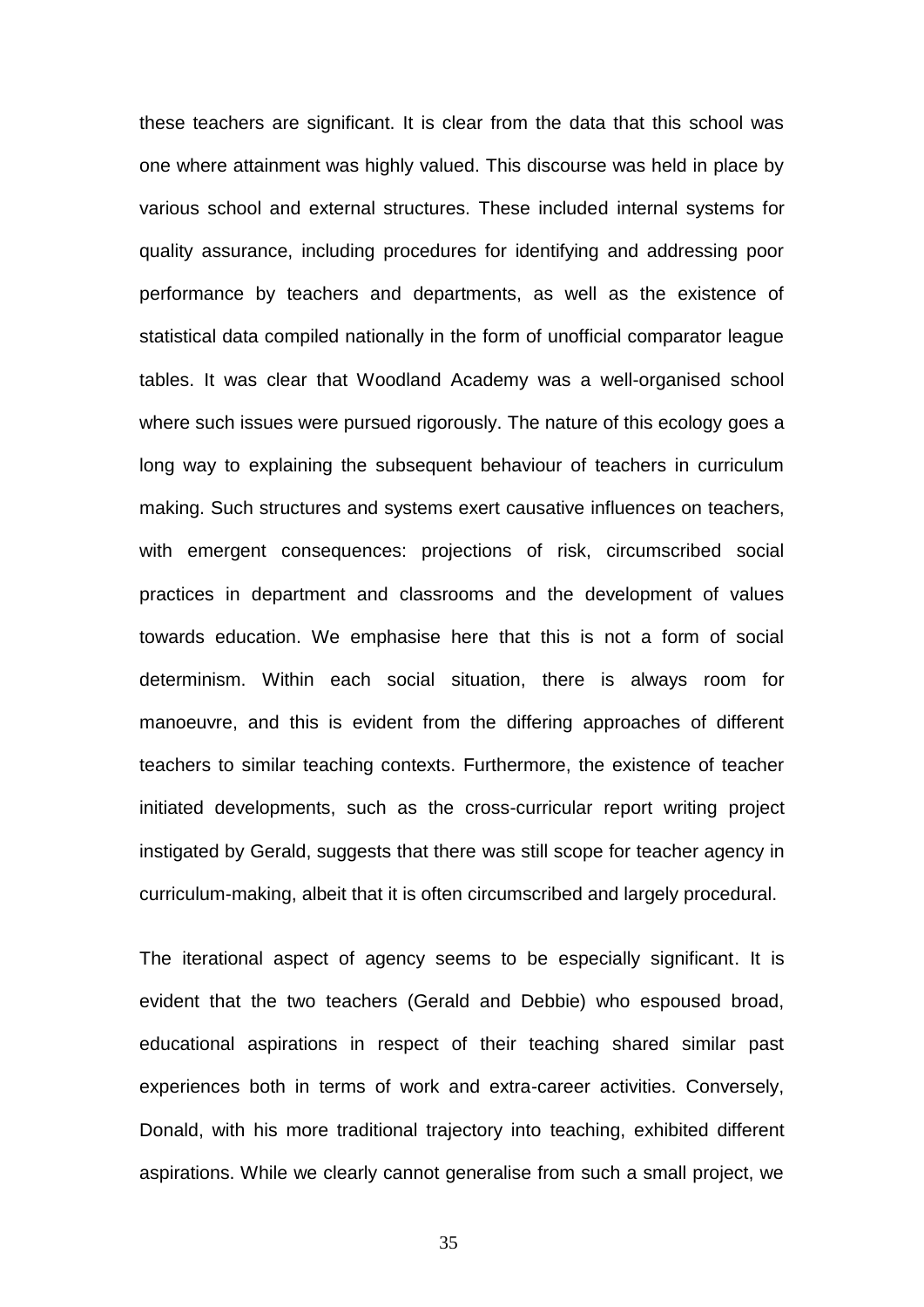these teachers are significant. It is clear from the data that this school was one where attainment was highly valued. This discourse was held in place by various school and external structures. These included internal systems for quality assurance, including procedures for identifying and addressing poor performance by teachers and departments, as well as the existence of statistical data compiled nationally in the form of unofficial comparator league tables. It was clear that Woodland Academy was a well-organised school where such issues were pursued rigorously. The nature of this ecology goes a long way to explaining the subsequent behaviour of teachers in curriculum making. Such structures and systems exert causative influences on teachers, with emergent consequences: projections of risk, circumscribed social practices in department and classrooms and the development of values towards education. We emphasise here that this is not a form of social determinism. Within each social situation, there is always room for manoeuvre, and this is evident from the differing approaches of different teachers to similar teaching contexts. Furthermore, the existence of teacher initiated developments, such as the cross-curricular report writing project instigated by Gerald, suggests that there was still scope for teacher agency in curriculum-making, albeit that it is often circumscribed and largely procedural.

The iterational aspect of agency seems to be especially significant. It is evident that the two teachers (Gerald and Debbie) who espoused broad, educational aspirations in respect of their teaching shared similar past experiences both in terms of work and extra-career activities. Conversely, Donald, with his more traditional trajectory into teaching, exhibited different aspirations. While we clearly cannot generalise from such a small project, we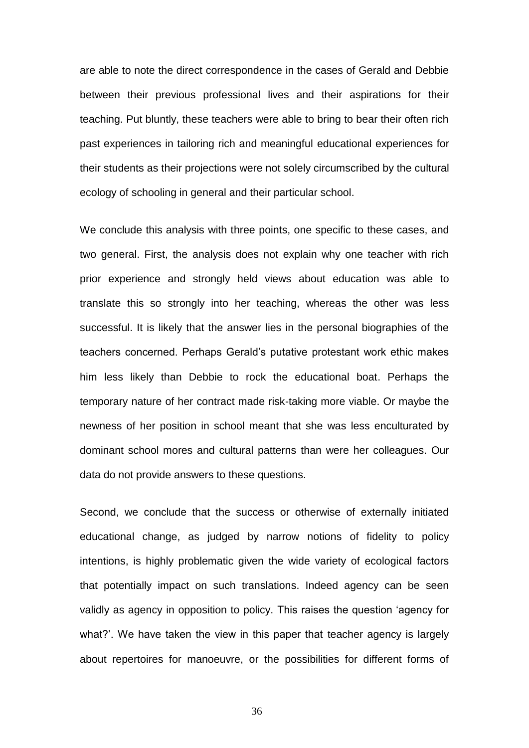are able to note the direct correspondence in the cases of Gerald and Debbie between their previous professional lives and their aspirations for their teaching. Put bluntly, these teachers were able to bring to bear their often rich past experiences in tailoring rich and meaningful educational experiences for their students as their projections were not solely circumscribed by the cultural ecology of schooling in general and their particular school.

We conclude this analysis with three points, one specific to these cases, and two general. First, the analysis does not explain why one teacher with rich prior experience and strongly held views about education was able to translate this so strongly into her teaching, whereas the other was less successful. It is likely that the answer lies in the personal biographies of the teachers concerned. Perhaps Gerald's putative protestant work ethic makes him less likely than Debbie to rock the educational boat. Perhaps the temporary nature of her contract made risk-taking more viable. Or maybe the newness of her position in school meant that she was less enculturated by dominant school mores and cultural patterns than were her colleagues. Our data do not provide answers to these questions.

Second, we conclude that the success or otherwise of externally initiated educational change, as judged by narrow notions of fidelity to policy intentions, is highly problematic given the wide variety of ecological factors that potentially impact on such translations. Indeed agency can be seen validly as agency in opposition to policy. This raises the question 'agency for what?'. We have taken the view in this paper that teacher agency is largely about repertoires for manoeuvre, or the possibilities for different forms of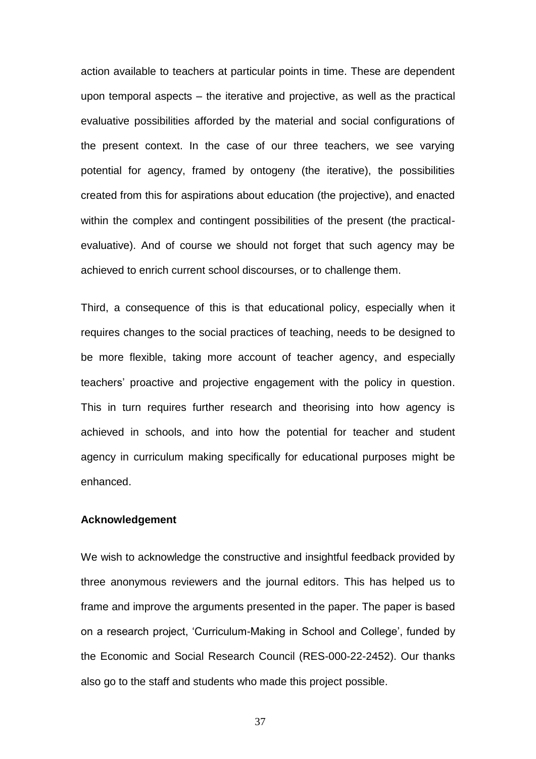action available to teachers at particular points in time. These are dependent upon temporal aspects – the iterative and projective, as well as the practical evaluative possibilities afforded by the material and social configurations of the present context. In the case of our three teachers, we see varying potential for agency, framed by ontogeny (the iterative), the possibilities created from this for aspirations about education (the projective), and enacted within the complex and contingent possibilities of the present (the practical-evaluative). And of course we should not forget that such agency may be achieved to enrich current school discourses, or to challenge them.

Third, a consequence of this is that educational policy, especially when it requires changes to the social practices of teaching, needs to be designed to be more flexible, taking more account of teacher agency, and especially teachers' proactive and projective engagement with the policy in question. This in turn requires further research and theorising into how agency is achieved in schools, and into how the potential for teacher and student agency in curriculum making specifically for educational purposes might be enhanced.

**Acknowledgement**

We wish to acknowledge the constructive and insightful feedback provided by three anonymous reviewers and the journal editors. This has helped us to frame and improve the arguments presented in the paper. The paper is based on a research project, 'Curriculum-Making in School and College', funded by the Economic and Social Research Council (RES-000-22-2452). Our thanks also go to the staff and students who made this project possible.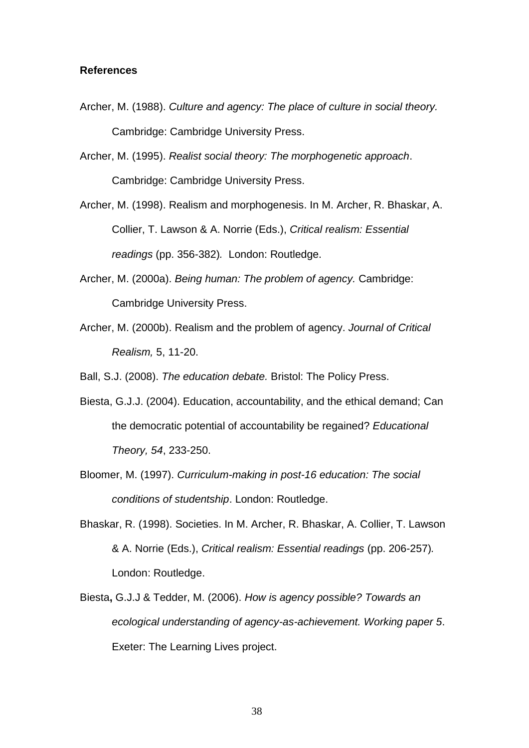**References**

Archer, M. (1988). *Culture and agency: The place of culture in social theory.* Cambridge: Cambridge University Press.

Archer, M. (1995). *Realist social theory: The morphogenetic approach*. Cambridge: Cambridge University Press.

Archer, M. (1998). Realism and morphogenesis. In M. Archer, R. Bhaskar, A. Collier, T. Lawson & A. Norrie (Eds.), *Critical realism: Essential readings* (pp. 356-382). London: Routledge.

Archer, M. (2000a). *Being human: The problem of agency.* Cambridge: Cambridge University Press.

Archer, M. (2000b). Realism and the problem of agency. *Journal of Critical Realism,* 5, 11-20.

Ball, S.J. (2008). *The education debate.* Bristol: The Policy Press.

Biesta, G.J.J. (2004). Education, accountability, and the ethical demand; Can the democratic potential of accountability be regained? *Educational Theory, 54*, 233-250.

Bloomer, M. (1997). *Curriculum-making in post-16 education: The social conditions of studentship*. London: Routledge.

Bhaskar, R. (1998). Societies. In M. Archer, R. Bhaskar, A. Collier, T. Lawson & A. Norrie (Eds.), *Critical realism: Essential readings* (pp. 206-257). London: Routledge.

Biesta**,** G.J.J & Tedder, M. (2006). *How is agency possible? Towards an ecological understanding of agency-as-achievement. Working paper 5*. Exeter: The Learning Lives project.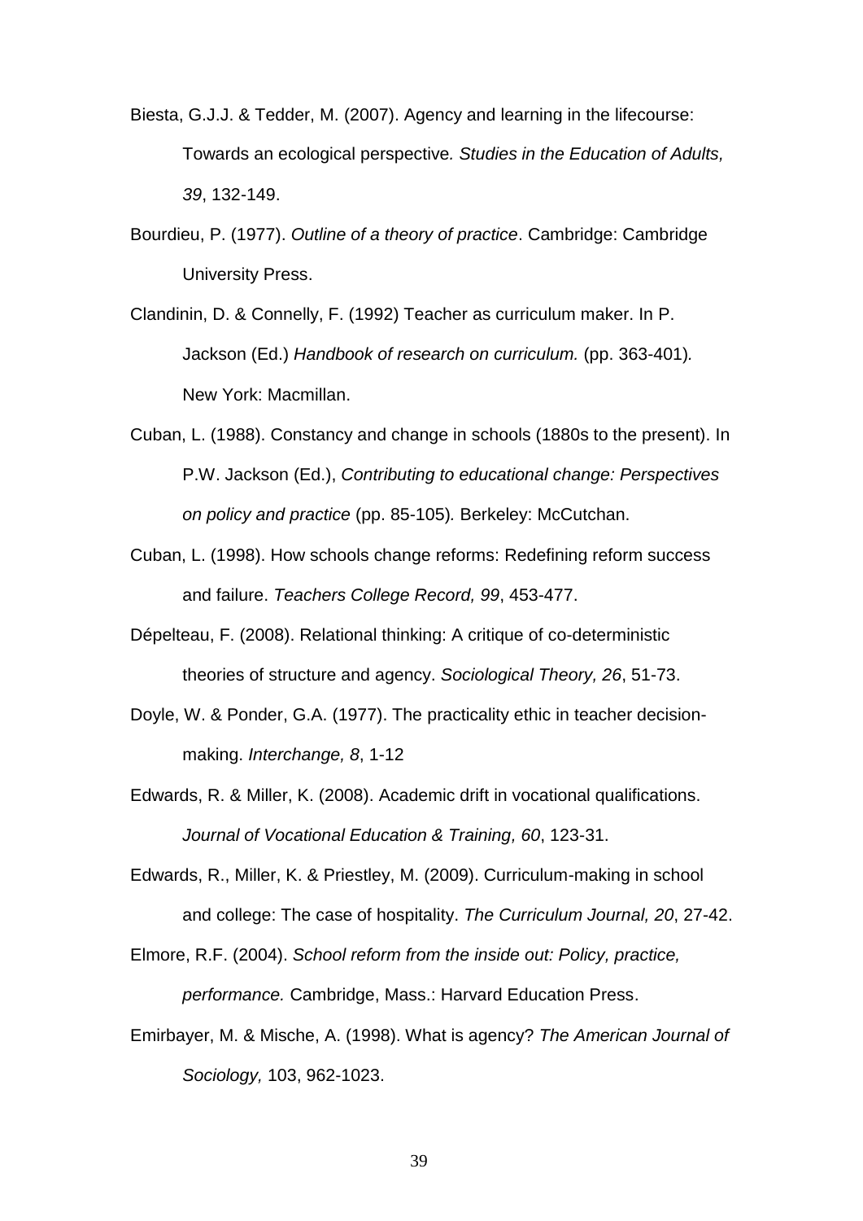Biesta, G.J.J. & Tedder, M. (2007). Agency and learning in the lifecourse: Towards an ecological perspective*. Studies in the Education of Adults, 39*, 132-149.

Bourdieu, P. (1977). *Outline of a theory of practice*. Cambridge: Cambridge University Press.

Clandinin, D. & Connelly, F. (1992) Teacher as curriculum maker. In P. Jackson (Ed.) *Handbook of research on curriculum.* (pp. 363-401)*.* New York: Macmillan.

Cuban, L. (1988). Constancy and change in schools (1880s to the present). In P.W. Jackson (Ed.), *Contributing to educational change: Perspectives on policy and practice* (pp. 85-105)*.* Berkeley: McCutchan.

Cuban, L. (1998). How schools change reforms: Redefining reform success and failure. *Teachers College Record, 99*, 453-477.

Dépelteau, F. (2008). Relational thinking: A critique of co-deterministic theories of structure and agency. *Sociological Theory, 26*, 51-73.

Doyle, W. & Ponder, G.A. (1977). The practicality ethic in teacher decision-making. *Interchange, 8*, 1-12

Edwards, R. & Miller, K. (2008). Academic drift in vocational qualifications. *Journal of Vocational Education & Training, 60*, 123-31.

Edwards, R., Miller, K. & Priestley, M. (2009). Curriculum-making in school and college: The case of hospitality. *The Curriculum Journal, 20*, 27-42.

Elmore, R.F. (2004). *School reform from the inside out: Policy, practice, performance.* Cambridge, Mass.: Harvard Education Press.

Emirbayer, M. & Mische, A. (1998). What is agency? *The American Journal of Sociology,* 103, 962-1023.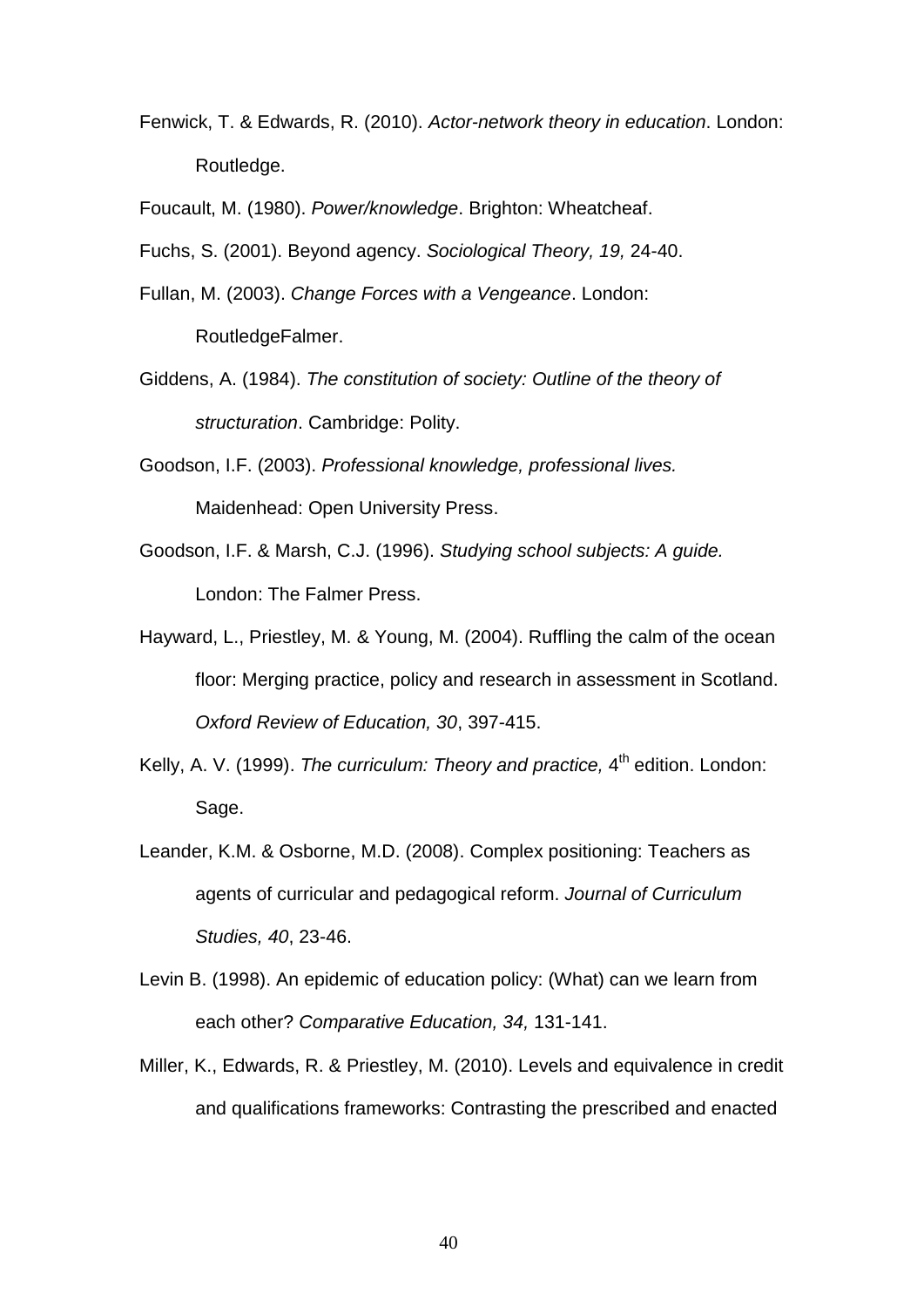Fenwick, T. & Edwards, R. (2010). *Actor-network theory in education*. London: Routledge.

Foucault, M. (1980). *Power/knowledge*. Brighton: Wheatcheaf.

Fuchs, S. (2001). Beyond agency. *Sociological Theory, 19,* 24-40.

Fullan, M. (2003). *Change Forces with a Vengeance*. London: RoutledgeFalmer.

Giddens, A. (1984). *The constitution of society: Outline of the theory of structuration*. Cambridge: Polity.

Goodson, I.F. (2003). *Professional knowledge, professional lives.* Maidenhead: Open University Press.

Goodson, I.F. & Marsh, C.J. (1996). *Studying school subjects: A guide.* London: The Falmer Press.

Hayward, L., Priestley, M. & Young, M. (2004). Ruffling the calm of the ocean floor: Merging practice, policy and research in assessment in Scotland. *Oxford Review of Education, 30*, 397-415.

Kelly, A. V. (1999). *The curriculum: Theory and practice,* 4th edition. London: Sage.

Leander, K.M. & Osborne, M.D. (2008). Complex positioning: Teachers as agents of curricular and pedagogical reform. *Journal of Curriculum Studies, 40*, 23-46.

Levin B. (1998). An epidemic of education policy: (What) can we learn from each other? *Comparative Education, 34,* 131-141.

Miller, K., Edwards, R. & Priestley, M. (2010). Levels and equivalence in credit and qualifications frameworks: Contrasting the prescribed and enacted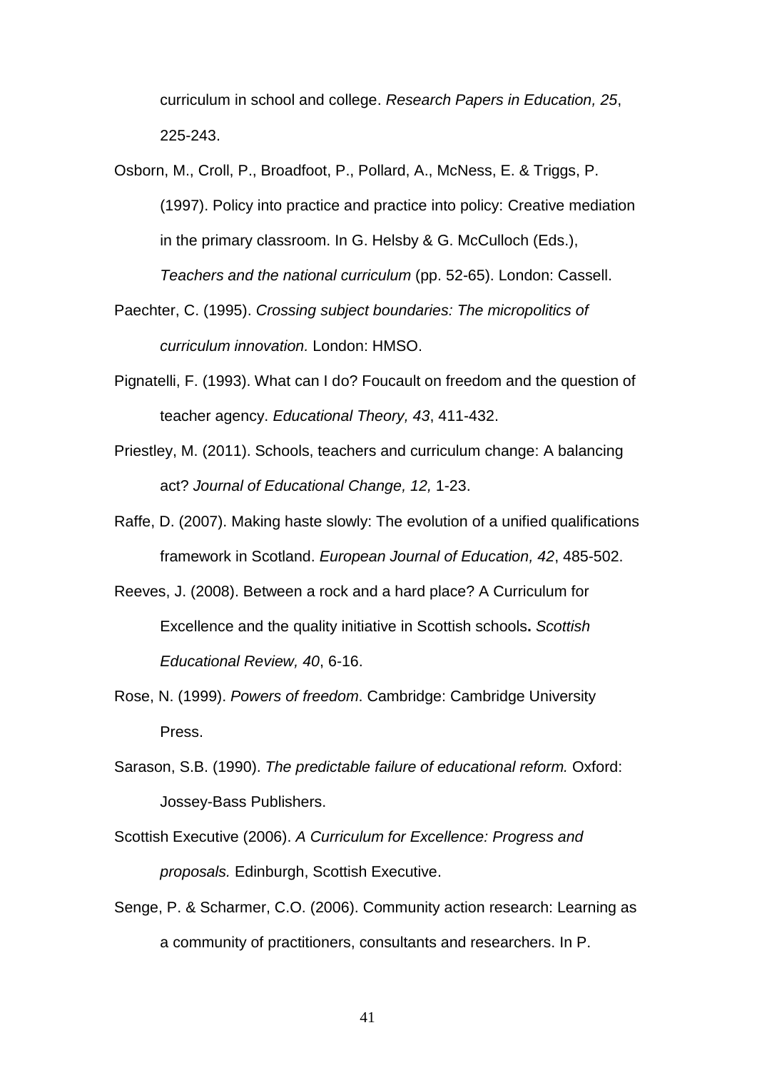curriculum in school and college. *Research Papers in Education, 25*, 225-243.

Osborn, M., Croll, P., Broadfoot, P., Pollard, A., McNess, E. & Triggs, P. (1997). Policy into practice and practice into policy: Creative mediation in the primary classroom. In G. Helsby & G. McCulloch (Eds.), *Teachers and the national curriculum* (pp. 52-65). London: Cassell.

Paechter, C. (1995). *Crossing subject boundaries: The micropolitics of curriculum innovation.* London: HMSO.

Pignatelli, F. (1993). What can I do? Foucault on freedom and the question of teacher agency. *Educational Theory, 43*, 411-432.

Priestley, M. (2011). Schools, teachers and curriculum change: A balancing act? *Journal of Educational Change, 12,* 1-23.

Raffe, D. (2007). Making haste slowly: The evolution of a unified qualifications framework in Scotland. *European Journal of Education, 42*, 485-502.

Reeves, J. (2008). Between a rock and a hard place? A Curriculum for Excellence and the quality initiative in Scottish schools**.** *Scottish Educational Review, 40*, 6-16.

Rose, N. (1999). *Powers of freedom*. Cambridge: Cambridge University Press.

Sarason, S.B. (1990). *The predictable failure of educational reform.* Oxford: Jossey-Bass Publishers.

Scottish Executive (2006). *A Curriculum for Excellence: Progress and proposals.* Edinburgh, Scottish Executive.

Senge, P. & Scharmer, C.O. (2006). Community action research: Learning as a community of practitioners, consultants and researchers. In P.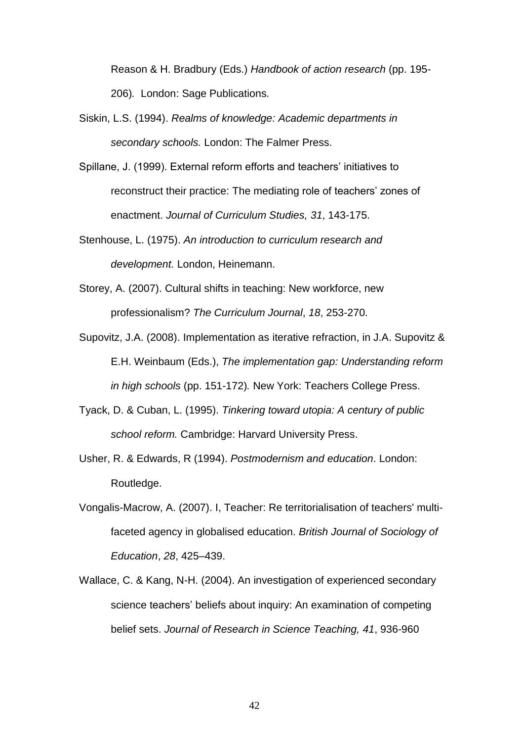Reason & H. Bradbury (Eds.) *Handbook of action research* (pp. 195-206). London: Sage Publications.

Siskin, L.S. (1994). *Realms of knowledge: Academic departments in secondary schools.* London: The Falmer Press.

Spillane, J. (1999). External reform efforts and teachers' initiatives to reconstruct their practice: The mediating role of teachers' zones of enactment. *Journal of Curriculum Studies, 31*, 143-175.

Stenhouse, L. (1975). *An introduction to curriculum research and development.* London, Heinemann.

Storey, A. (2007). Cultural shifts in teaching: New workforce, new professionalism? *The Curriculum Journal*, *18*, 253-270.

Supovitz, J.A. (2008). Implementation as iterative refraction, in J.A. Supovitz & E.H. Weinbaum (Eds.), *The implementation gap: Understanding reform in high schools* (pp. 151-172). New York: Teachers College Press.

Tyack, D. & Cuban, L. (1995). *Tinkering toward utopia: A century of public school reform.* Cambridge: Harvard University Press.

Usher, R. & Edwards, R (1994). *Postmodernism and education*. London: Routledge.

Vongalis-Macrow, A. (2007). I, Teacher: Re territorialisation of teachers' multi-faceted agency in globalised education. *British Journal of Sociology of Education*, *28*, 425–439.

Wallace, C. & Kang, N-H. (2004). An investigation of experienced secondary science teachers' beliefs about inquiry: An examination of competing belief sets. *Journal of Research in Science Teaching, 41*, 936-960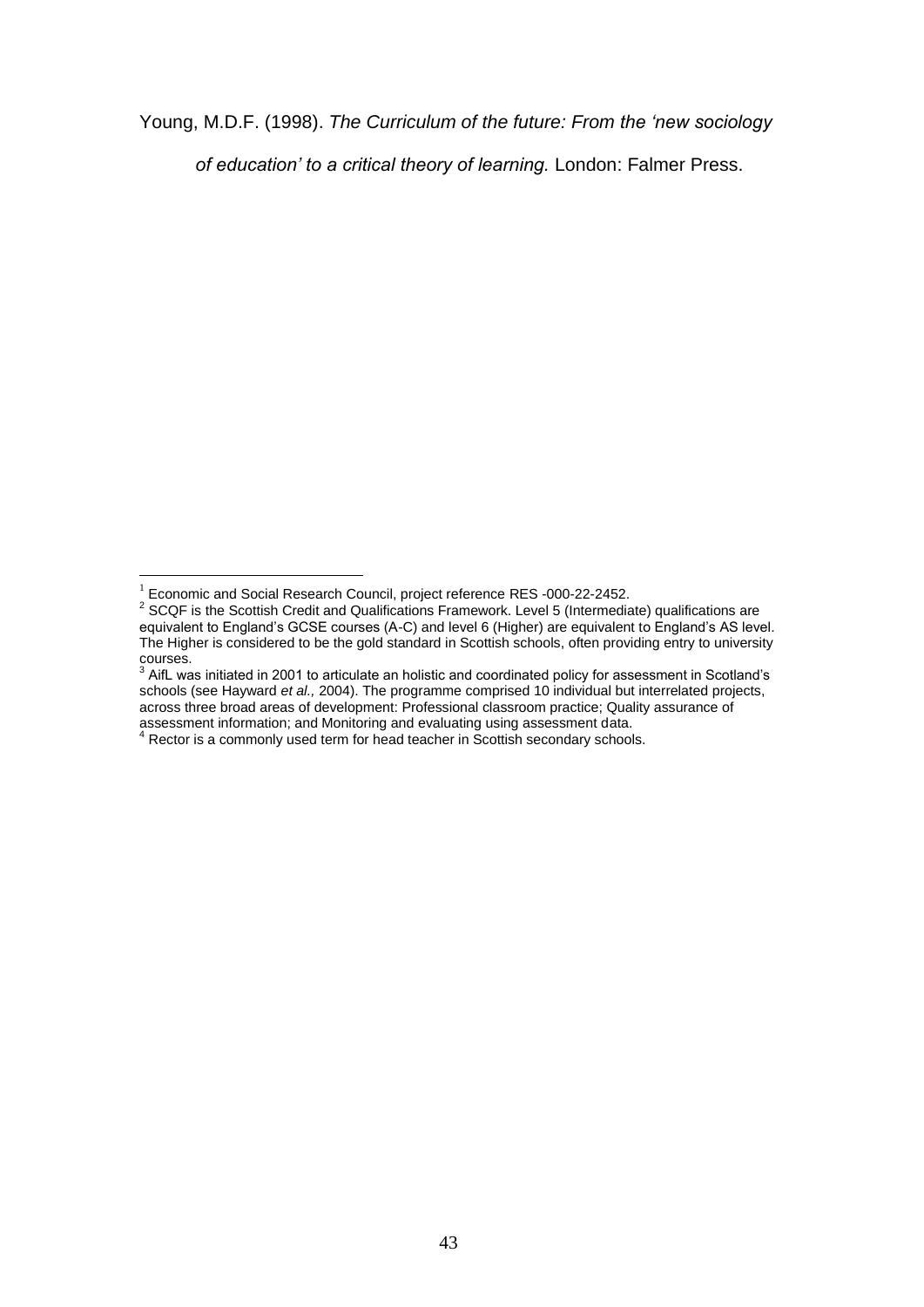Young, M.D.F. (1998). *The Curriculum of the future: From the 'new sociology of education' to a critical theory of learning.* London: Falmer Press.

---

[1] Economic and Social Research Council, project reference RES -000-22-2452.

[2] SCQF is the Scottish Credit and Qualifications Framework. Level 5 (Intermediate) qualifications are equivalent to England's GCSE courses (A-C) and level 6 (Higher) are equivalent to England's AS level. The Higher is considered to be the gold standard in Scottish schools, often providing entry to university courses.

[3] AifL was initiated in 2001 to articulate an holistic and coordinated policy for assessment in Scotland's schools (see Hayward *et al.,* 2004). The programme comprised 10 individual but interrelated projects, across three broad areas of development: Professional classroom practice; Quality assurance of assessment information; and Monitoring and evaluating using assessment data.

[4] Rector is a commonly used term for head teacher in Scottish secondary schools.